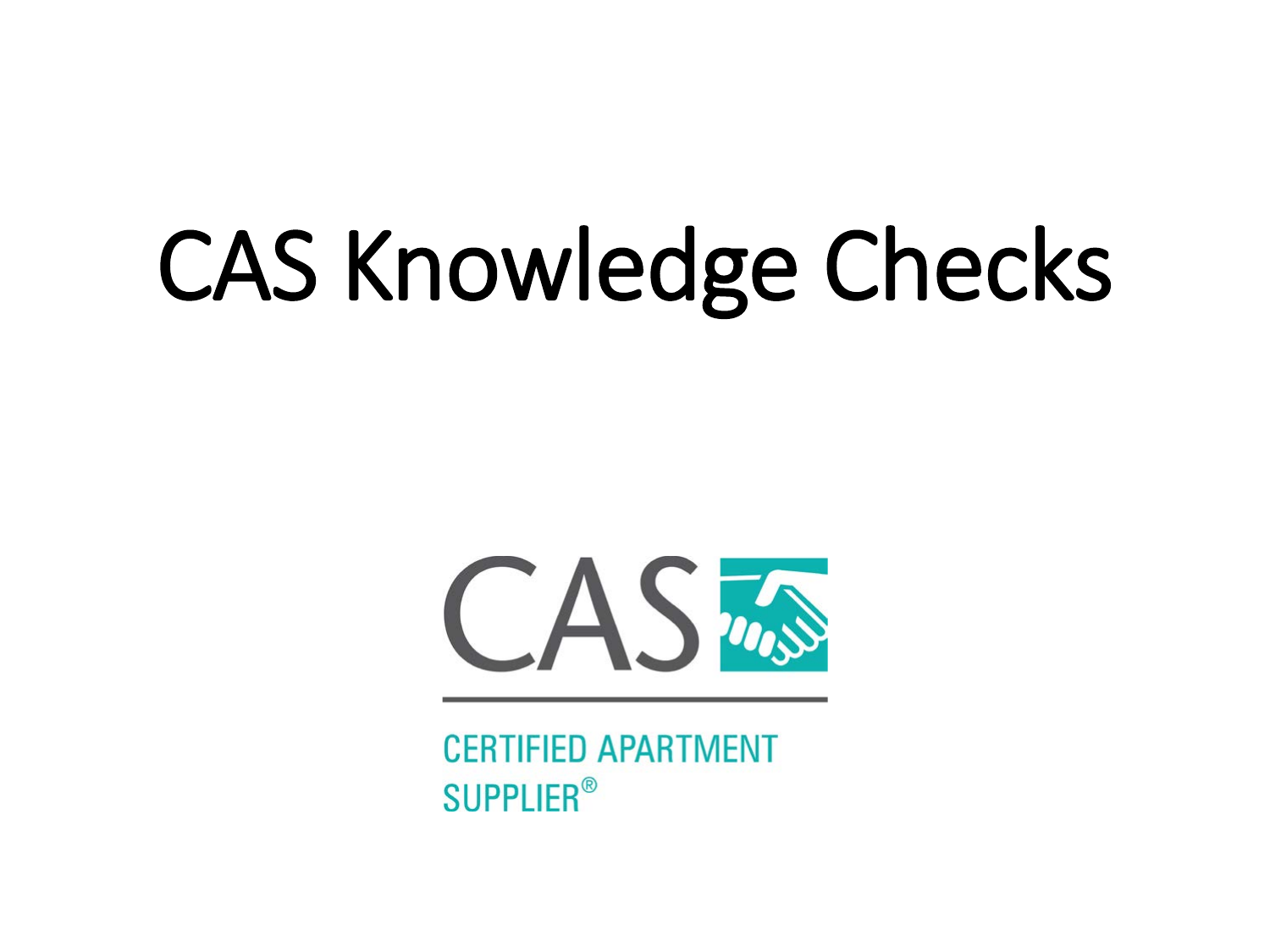# CAS Knowledge Checks

CAS

CERTIFIED APARTMENT SUPPLIER®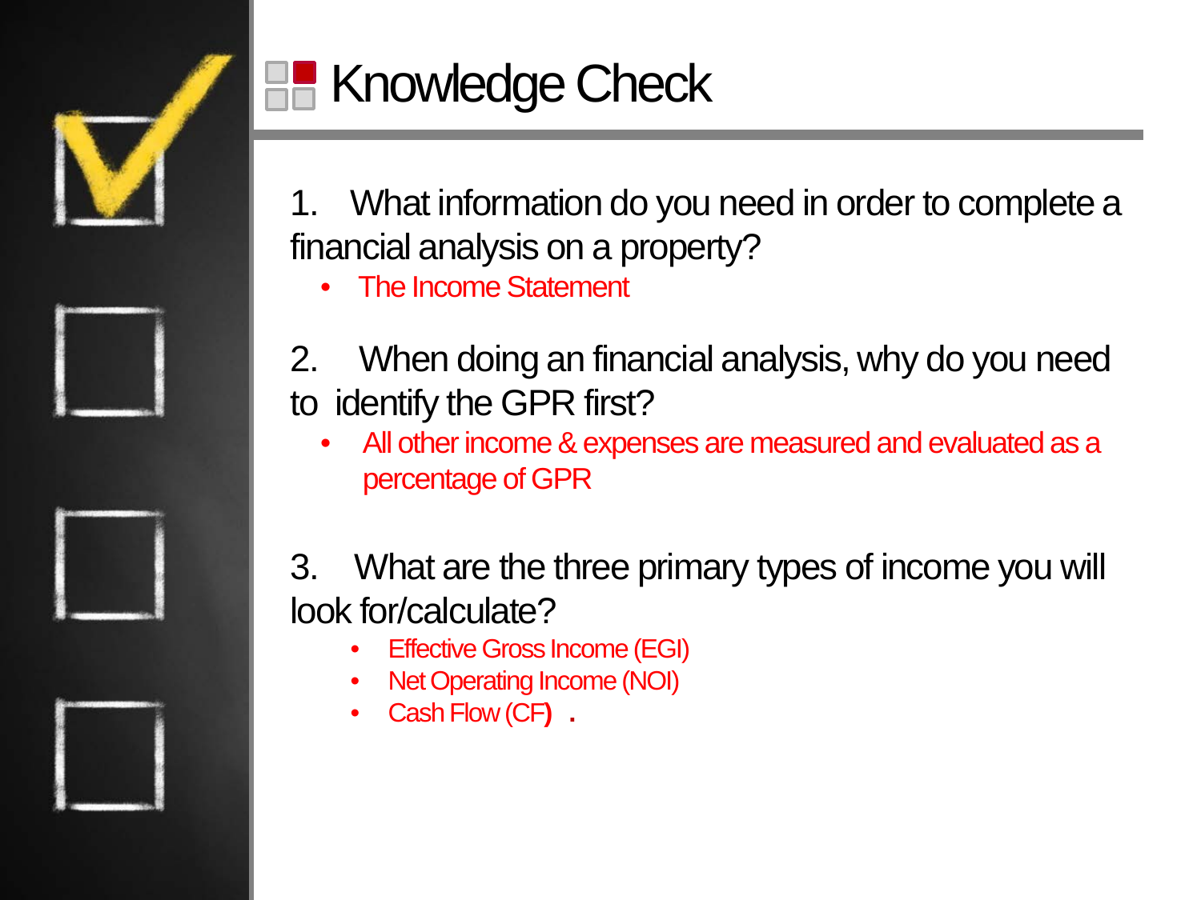# Knowledge Check

1. What information do you need in order to complete a financial analysis on a property?
   - The Income Statement

2. When doing an financial analysis, why do you need to identify the GPR first?
   - All other income & expenses are measured and evaluated as a percentage of GPR

3. What are the three primary types of income you will look for/calculate?
   - Effective Gross Income (EGI)
   - Net Operating Income (NOI)
   - Cash Flow (CF) .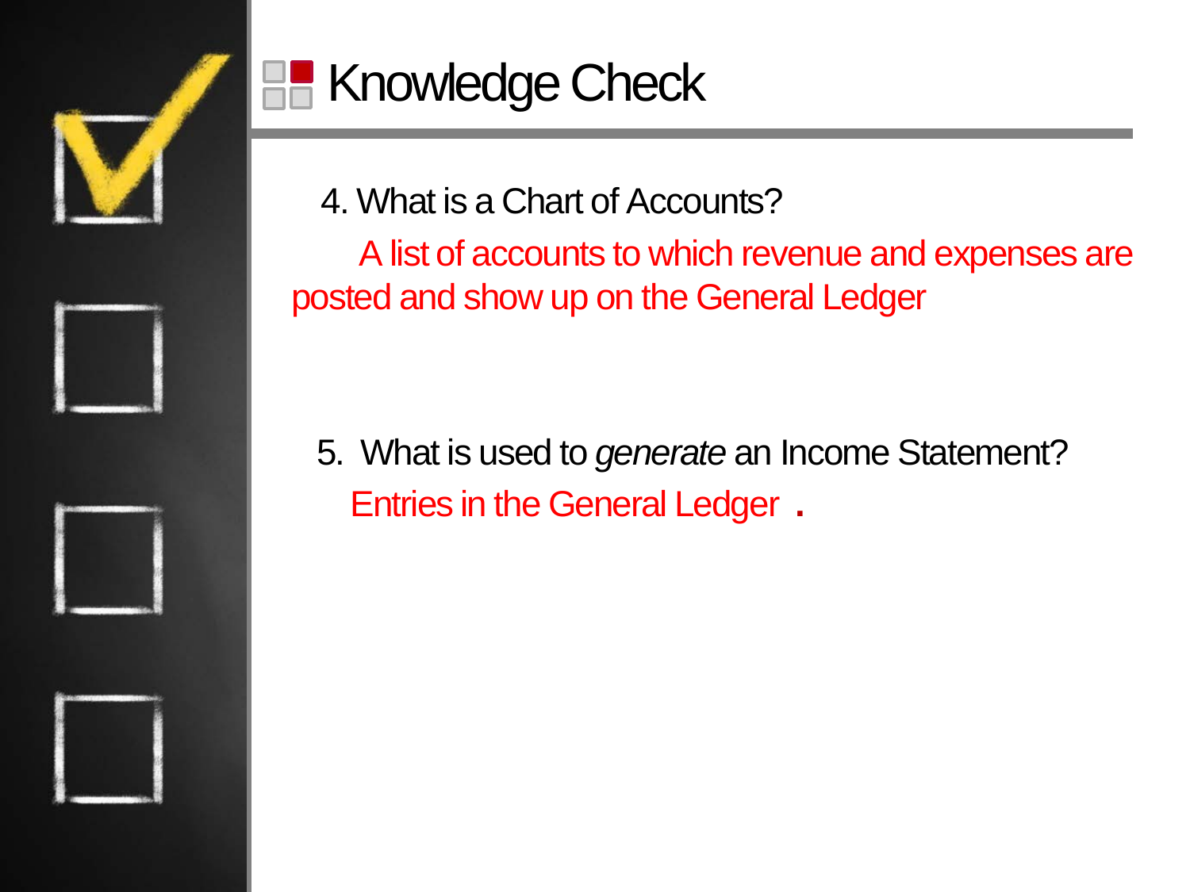# Knowledge Check

4. What is a Chart of Accounts?

   A list of accounts to which revenue and expenses are posted and show up on the General Ledger

5. What is used to *generate* an Income Statement?

   Entries in the General Ledger .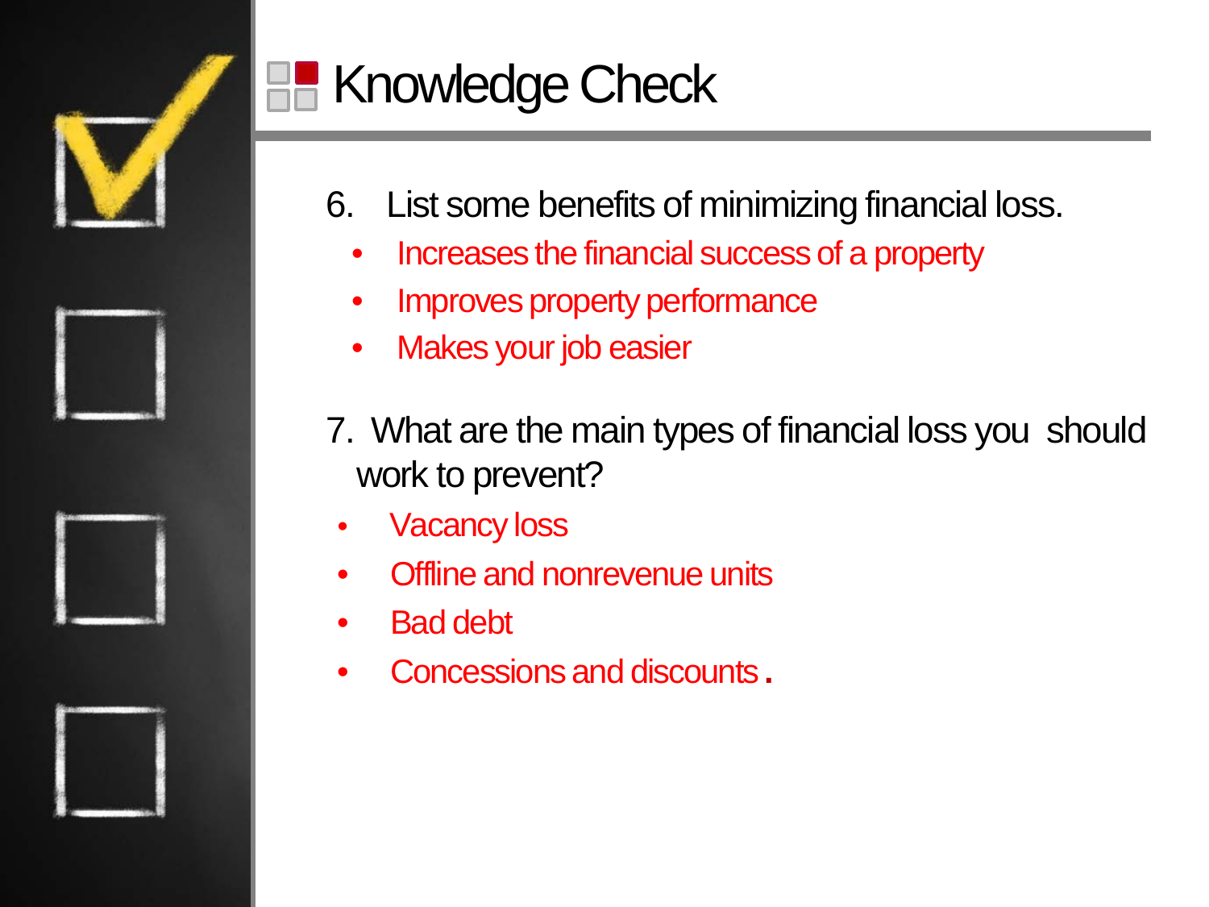# Knowledge Check

6. List some benefits of minimizing financial loss.
   - Increases the financial success of a property
   - Improves property performance
   - Makes your job easier

7. What are the main types of financial loss you should work to prevent?
   - Vacancy loss
   - Offline and nonrevenue units
   - Bad debt
   - Concessions and discounts.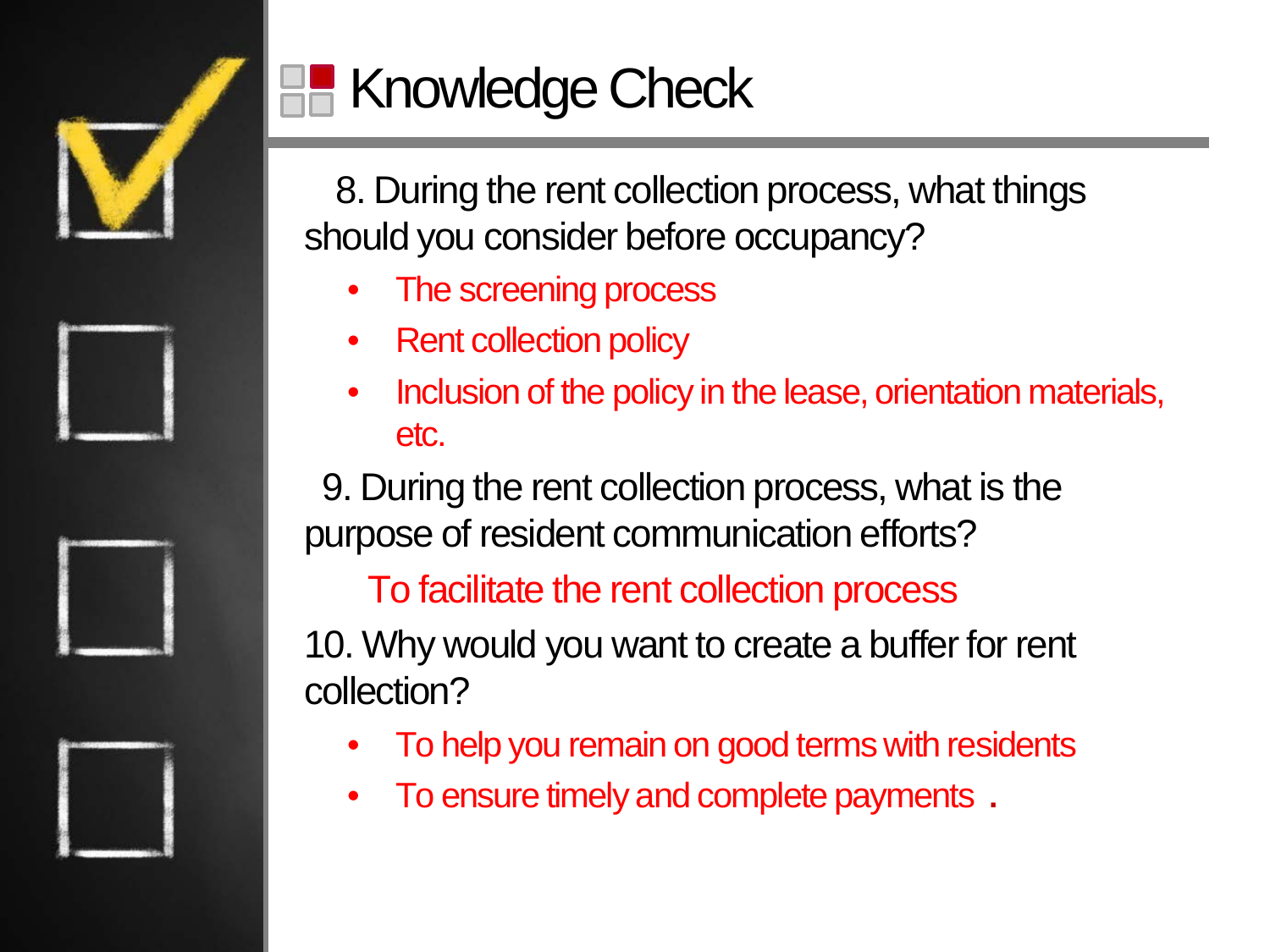# Knowledge Check

8. During the rent collection process, what things should you consider before occupancy?

- The screening process
- Rent collection policy
- Inclusion of the policy in the lease, orientation materials, etc.

9. During the rent collection process, what is the purpose of resident communication efforts?

To facilitate the rent collection process

10. Why would you want to create a buffer for rent collection?

- To help you remain on good terms with residents
- To ensure timely and complete payments .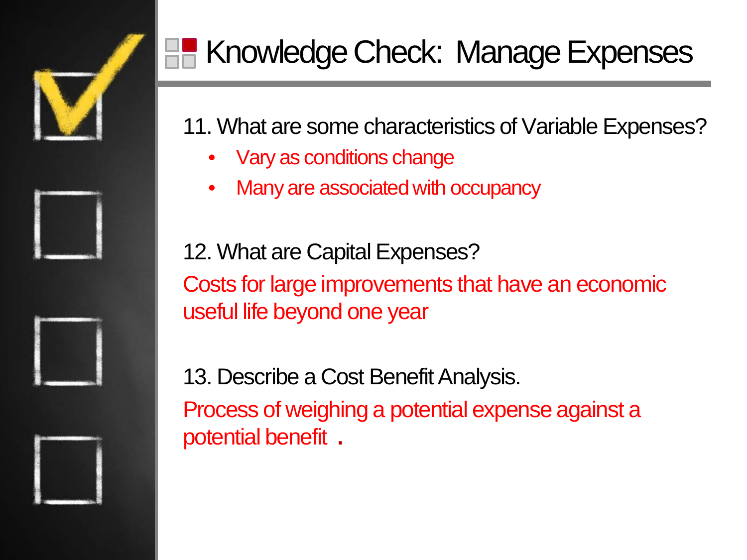# Knowledge Check: Manage Expenses

11. What are some characteristics of Variable Expenses?

- Vary as conditions change
- Many are associated with occupancy

12. What are Capital Expenses?

Costs for large improvements that have an economic useful life beyond one year

13. Describe a Cost Benefit Analysis.

Process of weighing a potential expense against a potential benefit .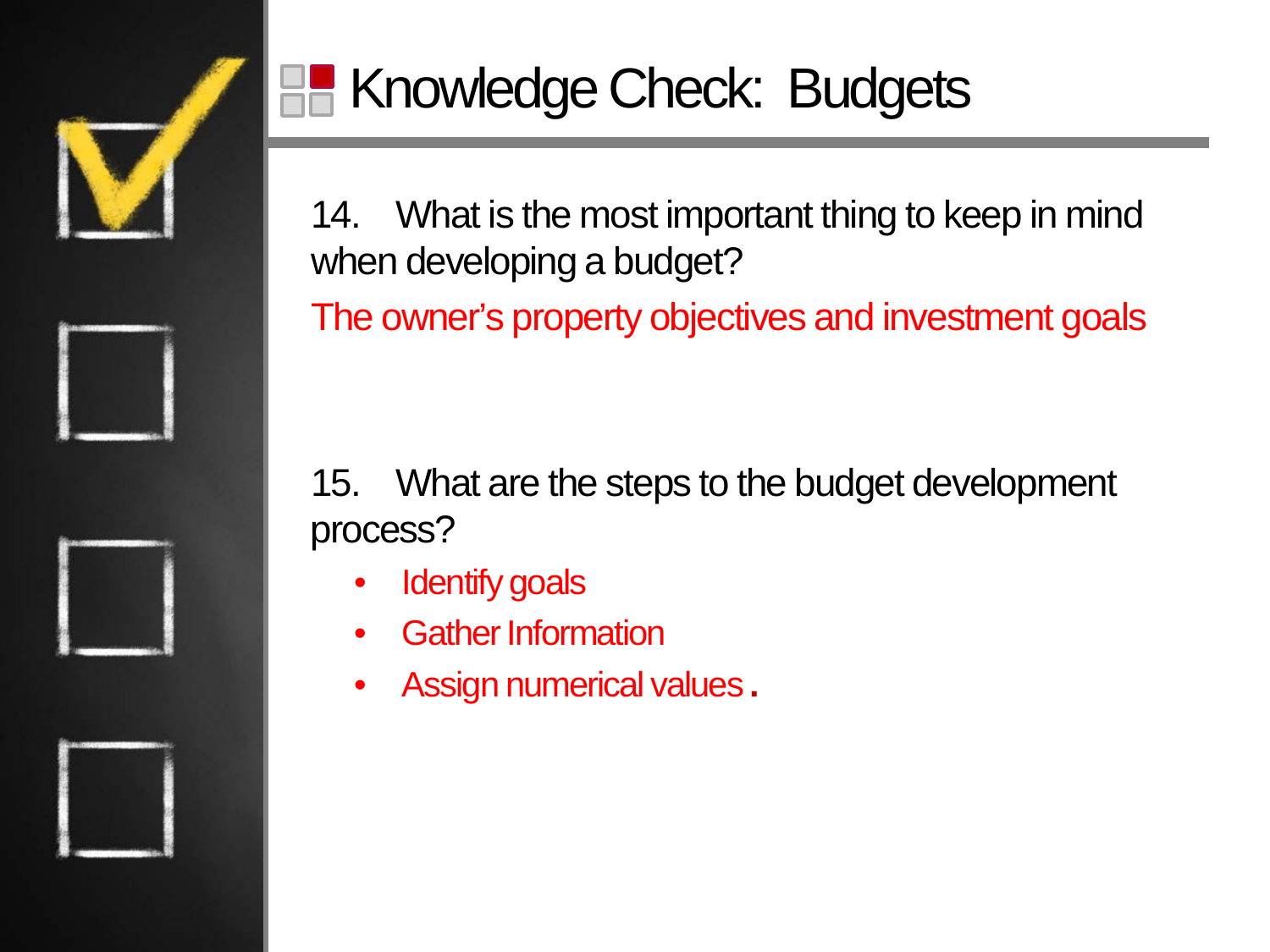# Knowledge Check: Budgets

14. What is the most important thing to keep in mind when developing a budget?

The owner's property objectives and investment goals

15. What are the steps to the budget development process?

- Identify goals
- Gather Information
- Assign numerical values.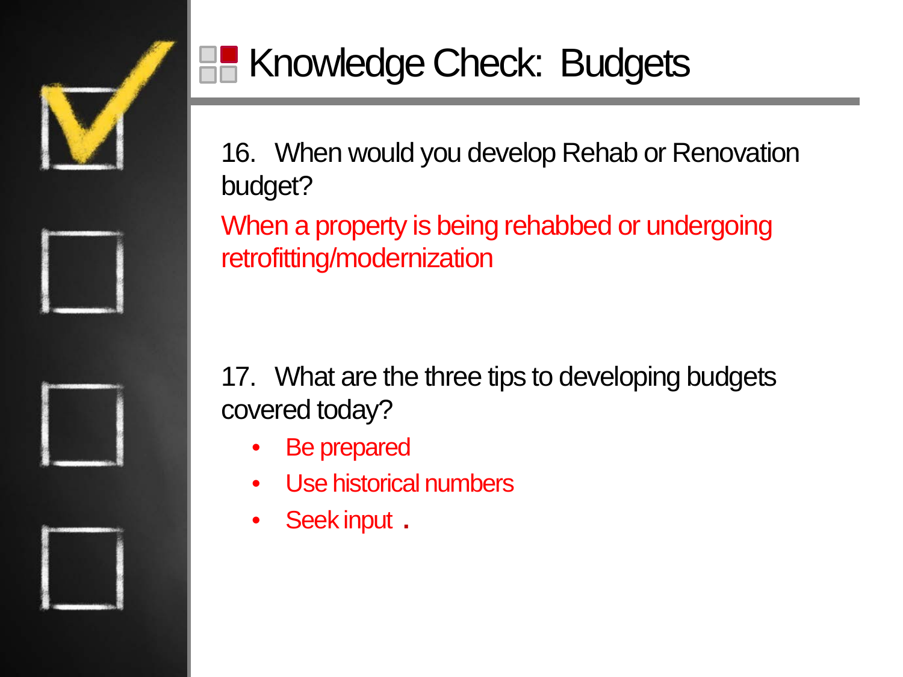# Knowledge Check: Budgets

16. When would you develop Rehab or Renovation budget?

When a property is being rehabbed or undergoing retrofitting/modernization

17. What are the three tips to developing budgets covered today?

- Be prepared
- Use historical numbers
- Seek input .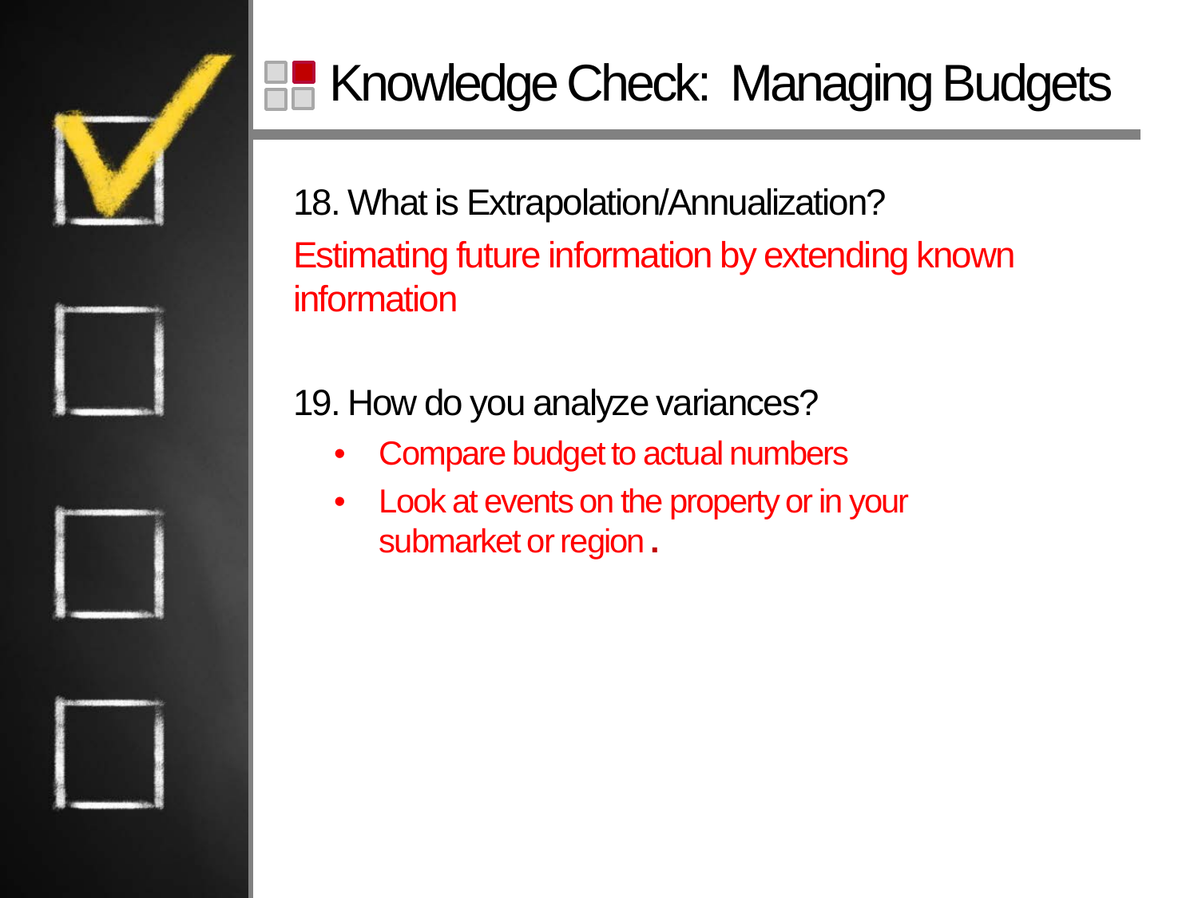# Knowledge Check: Managing Budgets

18. What is Extrapolation/Annualization?

Estimating future information by extending known information

19. How do you analyze variances?

- Compare budget to actual numbers
- Look at events on the property or in your submarket or region.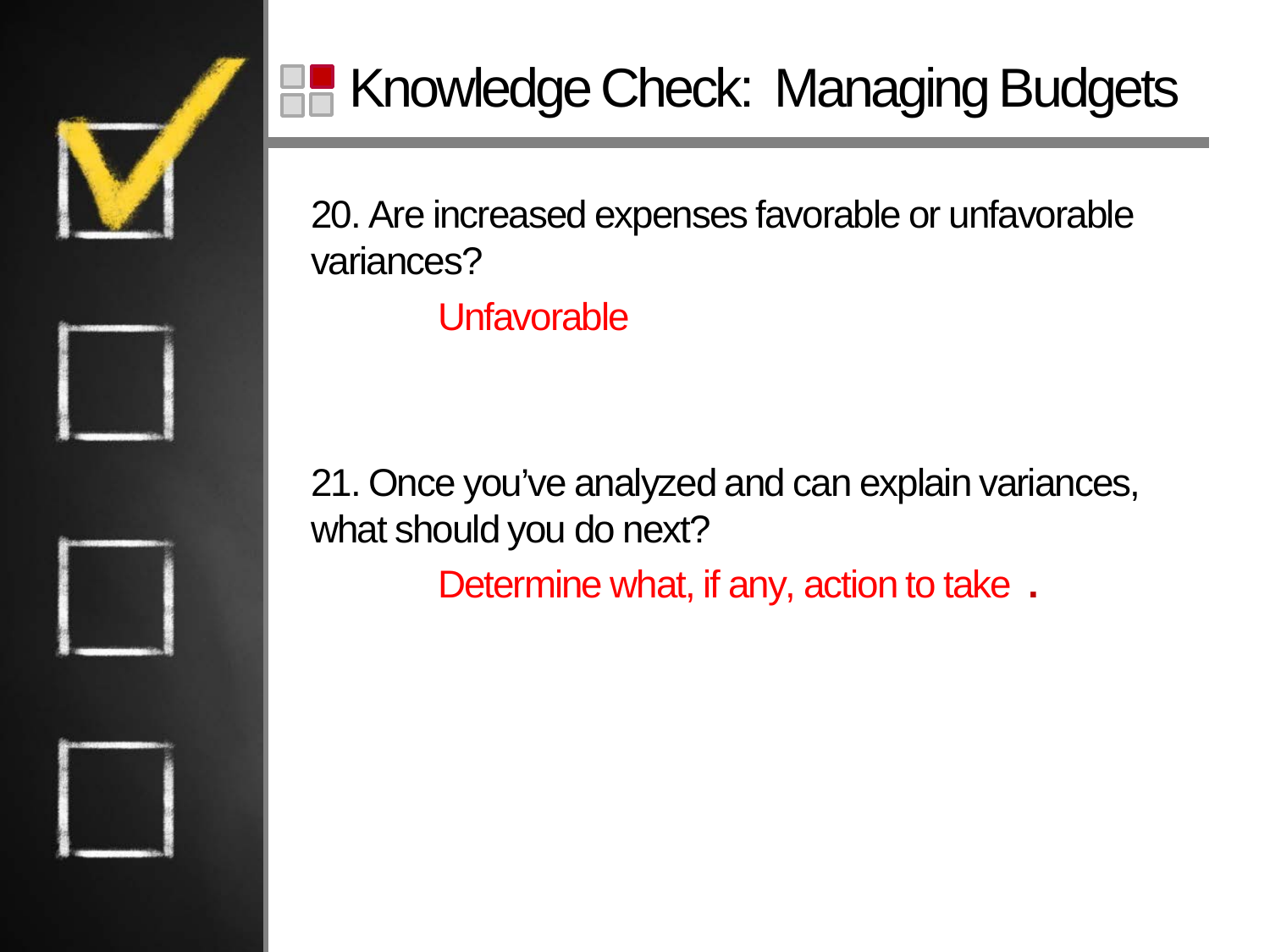# Knowledge Check: Managing Budgets

20. Are increased expenses favorable or unfavorable variances?

    Unfavorable

21. Once you've analyzed and can explain variances, what should you do next?

    Determine what, if any, action to take .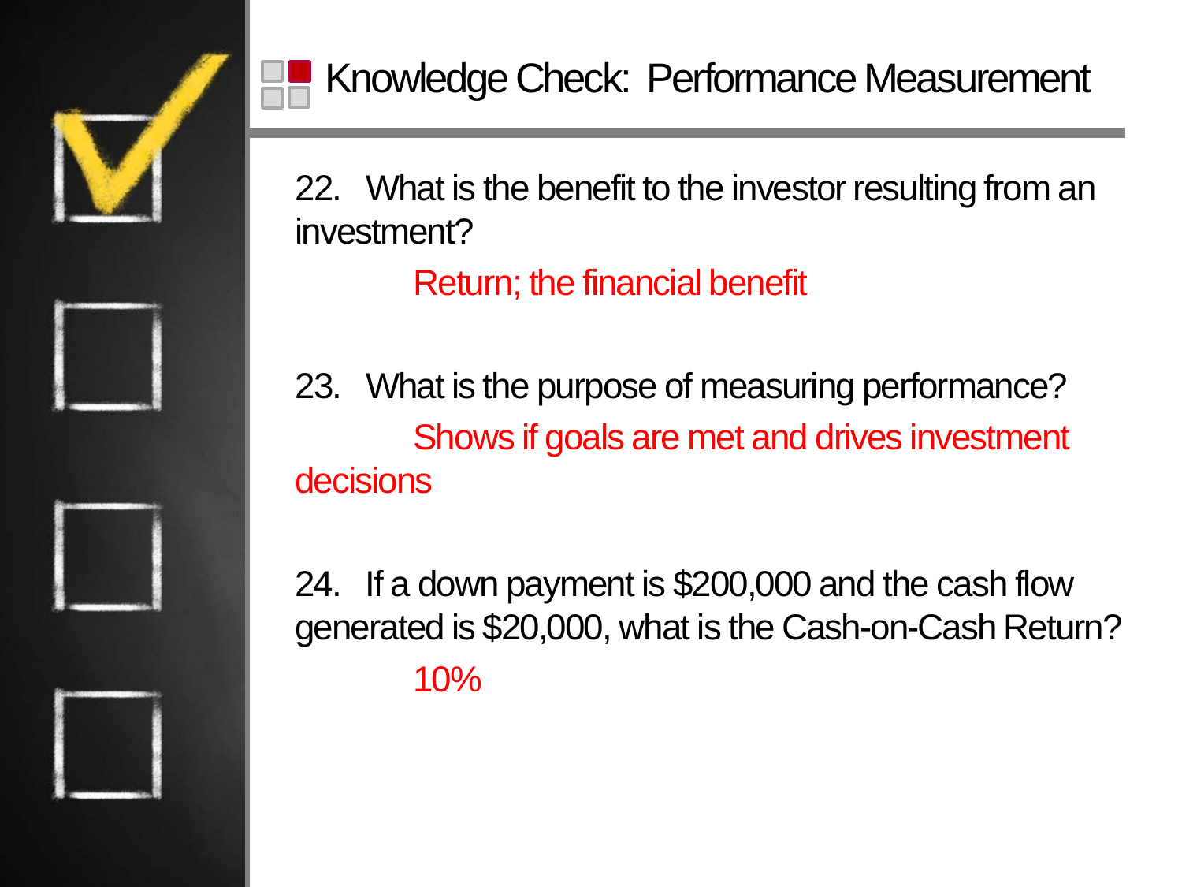# Knowledge Check: Performance Measurement

22. What is the benefit to the investor resulting from an investment?

    Return; the financial benefit

23. What is the purpose of measuring performance?

    Shows if goals are met and drives investment decisions

24. If a down payment is $200,000 and the cash flow generated is $20,000, what is the Cash-on-Cash Return?

    10%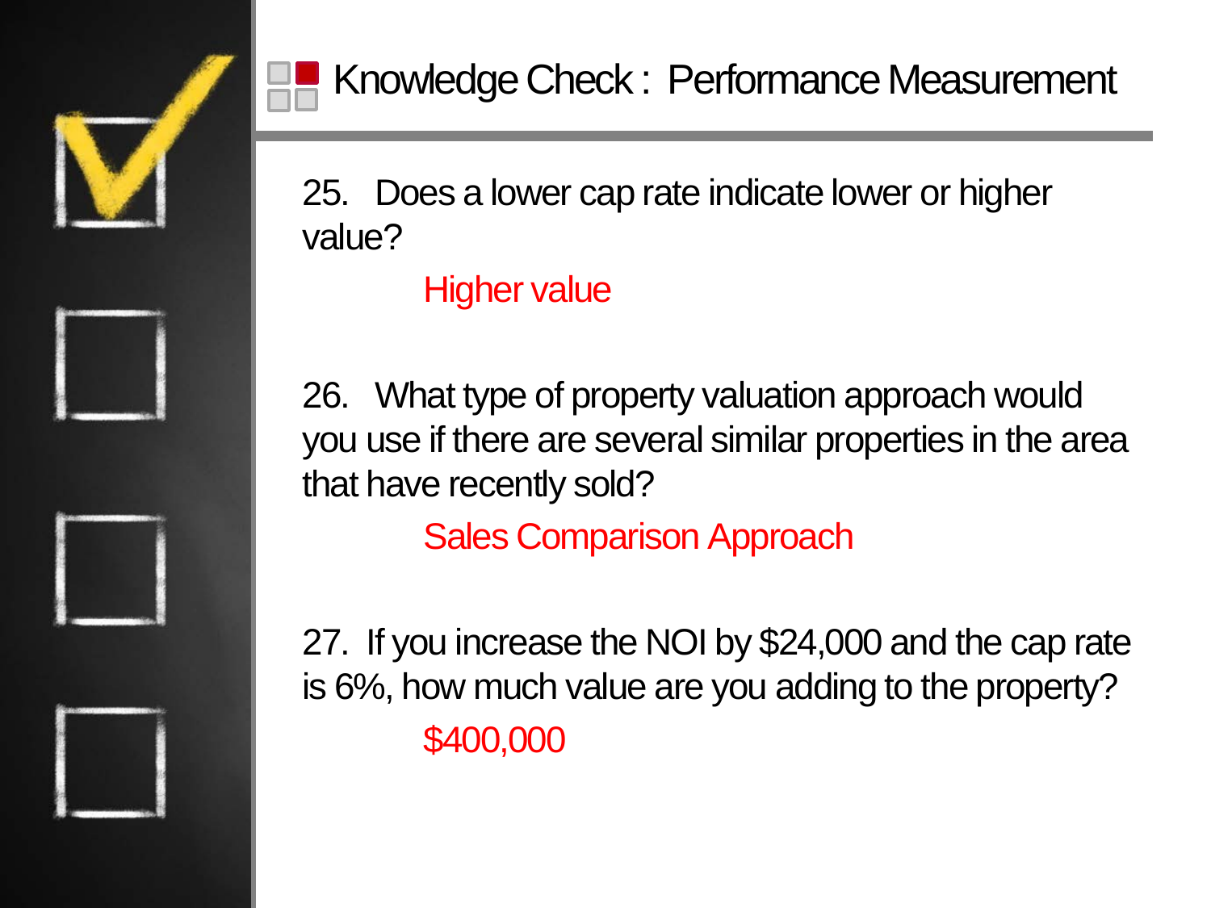# Knowledge Check : Performance Measurement

25. Does a lower cap rate indicate lower or higher value?

    Higher value

26. What type of property valuation approach would you use if there are several similar properties in the area that have recently sold?

    Sales Comparison Approach

27. If you increase the NOI by $24,000 and the cap rate is 6%, how much value are you adding to the property?

    $400,000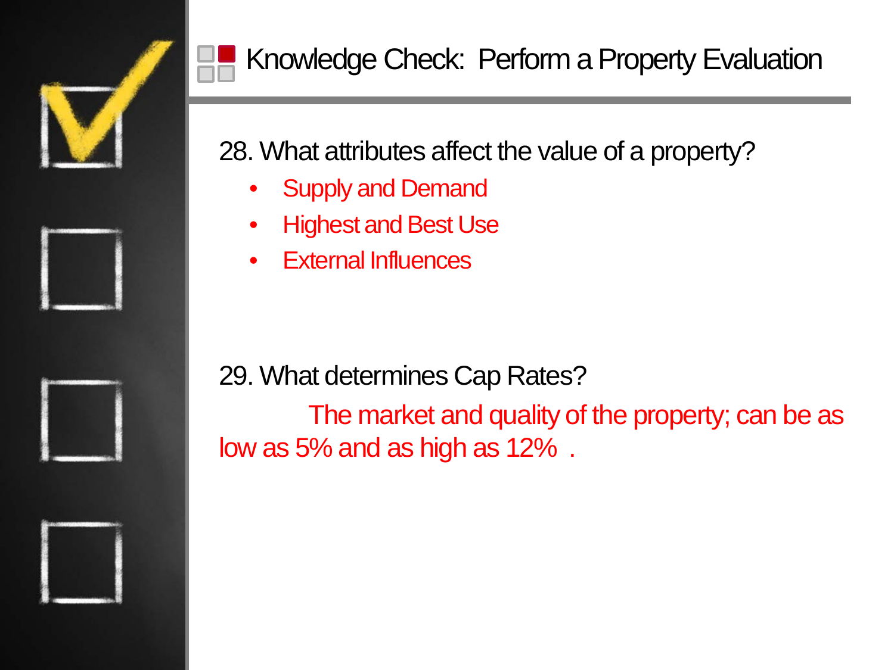# Knowledge Check: Perform a Property Evaluation

28. What attributes affect the value of a property?

- Supply and Demand
- Highest and Best Use
- External Influences

29. What determines Cap Rates?

The market and quality of the property; can be as low as 5% and as high as 12% .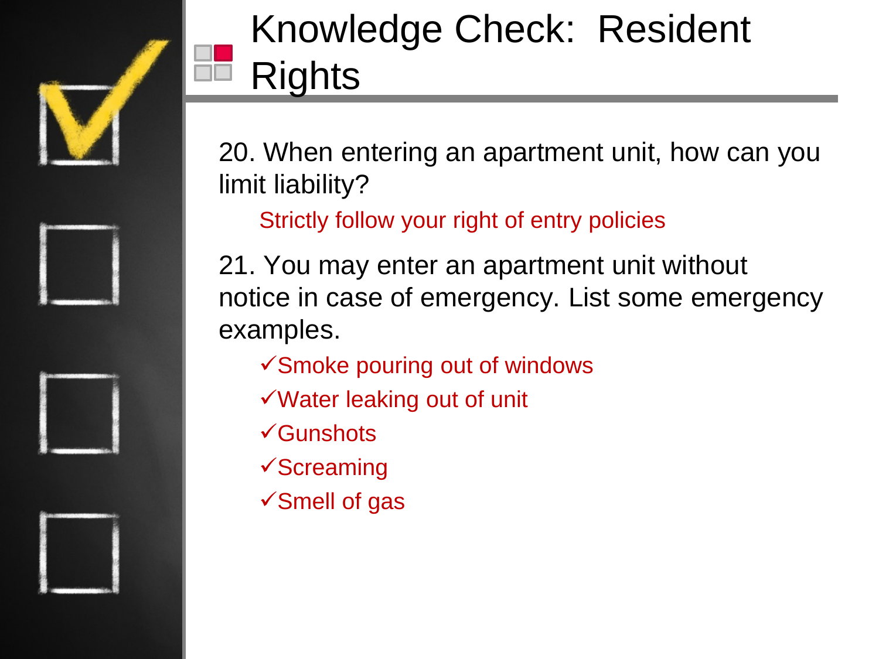# Knowledge Check: Resident Rights

20. When entering an apartment unit, how can you limit liability?

    Strictly follow your right of entry policies

21. You may enter an apartment unit without notice in case of emergency. List some emergency examples.

    - ✓Smoke pouring out of windows
    - ✓Water leaking out of unit
    - ✓Gunshots
    - ✓Screaming
    - ✓Smell of gas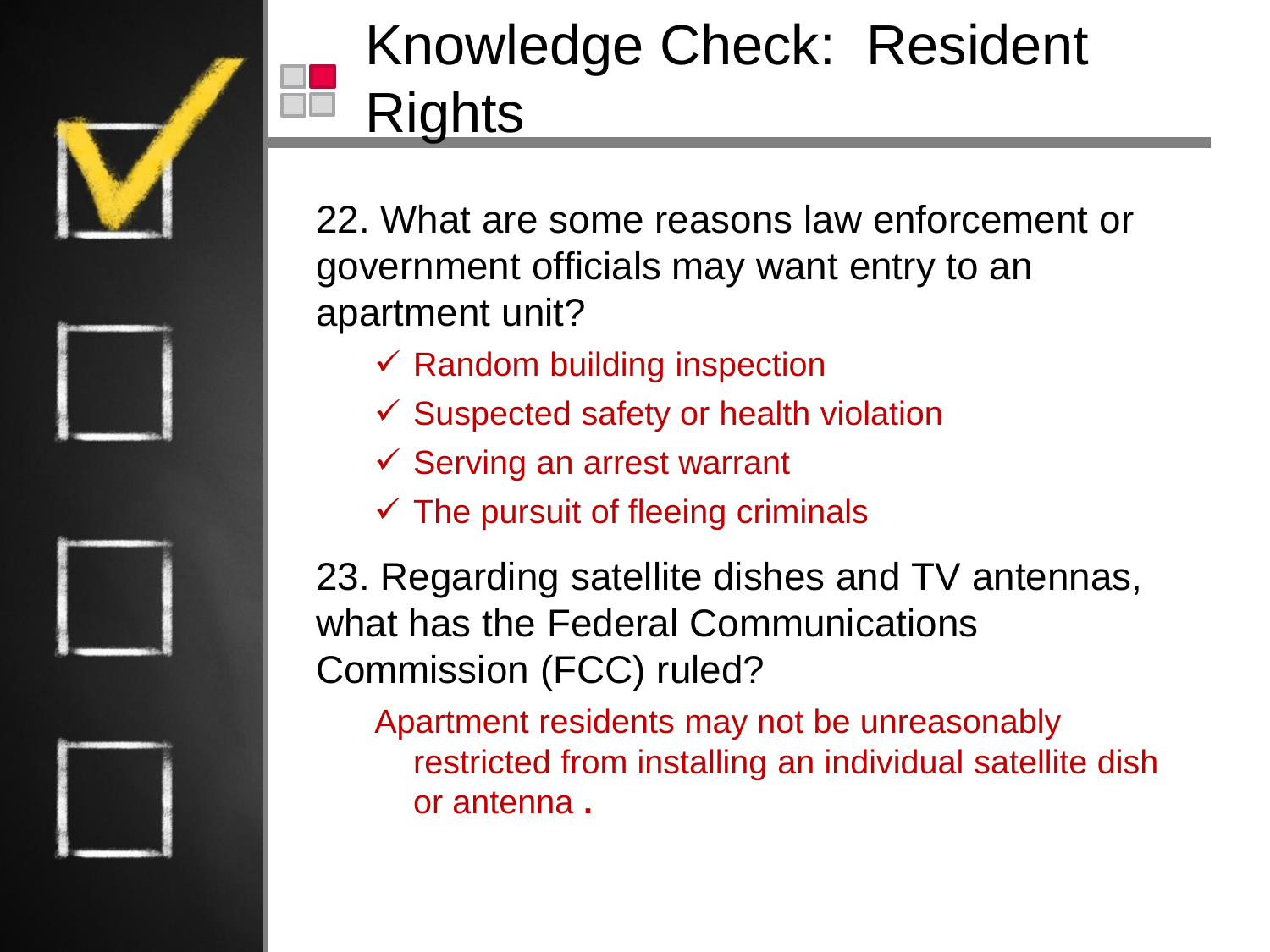# Knowledge Check: Resident Rights

22. What are some reasons law enforcement or government officials may want entry to an apartment unit?

- ✓ Random building inspection
- ✓ Suspected safety or health violation
- ✓ Serving an arrest warrant
- ✓ The pursuit of fleeing criminals

23. Regarding satellite dishes and TV antennas, what has the Federal Communications Commission (FCC) ruled?

Apartment residents may not be unreasonably restricted from installing an individual satellite dish or antenna .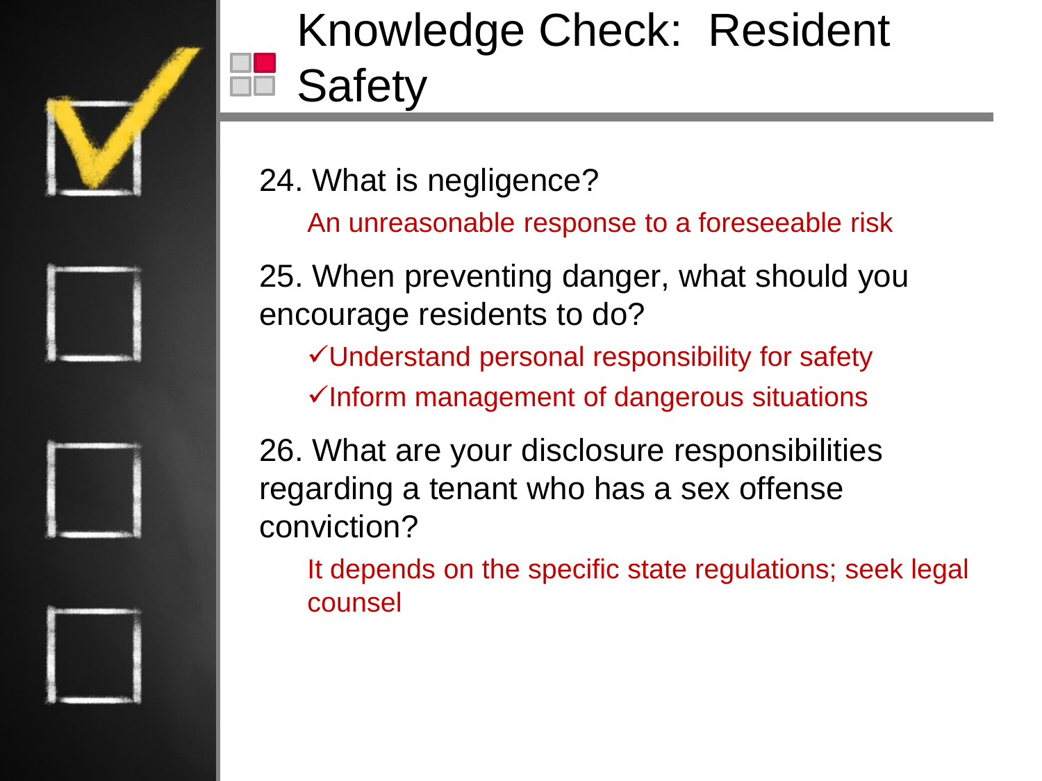# Knowledge Check: Resident Safety

24. What is negligence?

    An unreasonable response to a foreseeable risk

25. When preventing danger, what should you encourage residents to do?

    ✓Understand personal responsibility for safety

    ✓Inform management of dangerous situations

26. What are your disclosure responsibilities regarding a tenant who has a sex offense conviction?

    It depends on the specific state regulations; seek legal counsel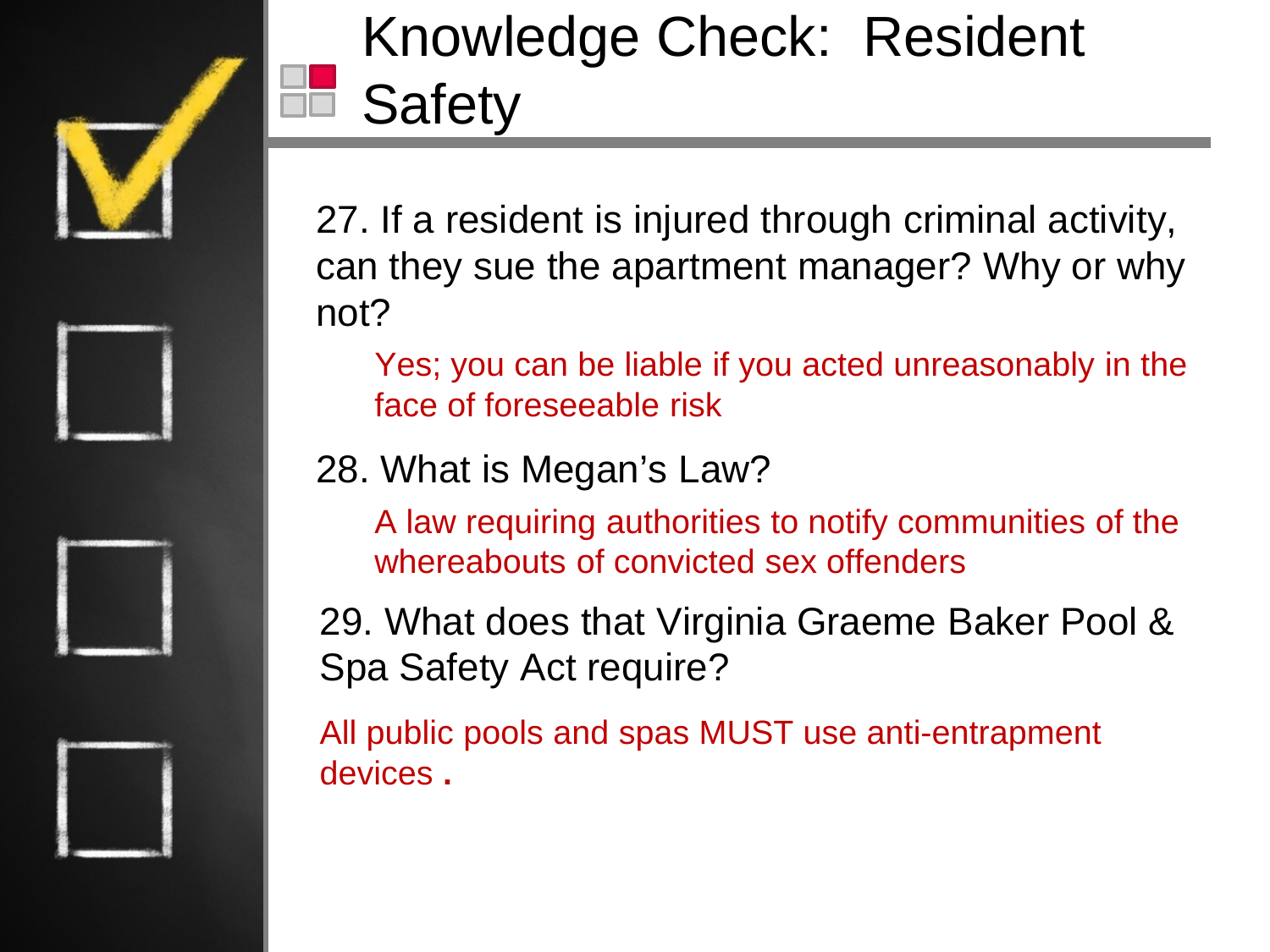# Knowledge Check: Resident Safety

27. If a resident is injured through criminal activity, can they sue the apartment manager? Why or why not?

    Yes; you can be liable if you acted unreasonably in the face of foreseeable risk

28. What is Megan's Law?

    A law requiring authorities to notify communities of the whereabouts of convicted sex offenders

29. What does that Virginia Graeme Baker Pool & Spa Safety Act require?

All public pools and spas MUST use anti-entrapment devices .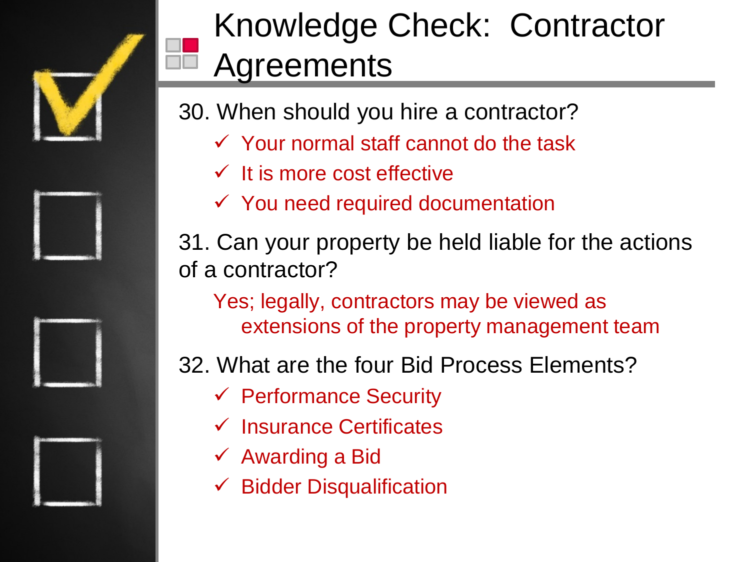# Knowledge Check: Contractor Agreements

30. When should you hire a contractor?

- ✓ Your normal staff cannot do the task
- ✓ It is more cost effective
- ✓ You need required documentation

31. Can your property be held liable for the actions of a contractor?

Yes; legally, contractors may be viewed as extensions of the property management team

32. What are the four Bid Process Elements?

- ✓ Performance Security
- ✓ Insurance Certificates
- ✓ Awarding a Bid
- ✓ Bidder Disqualification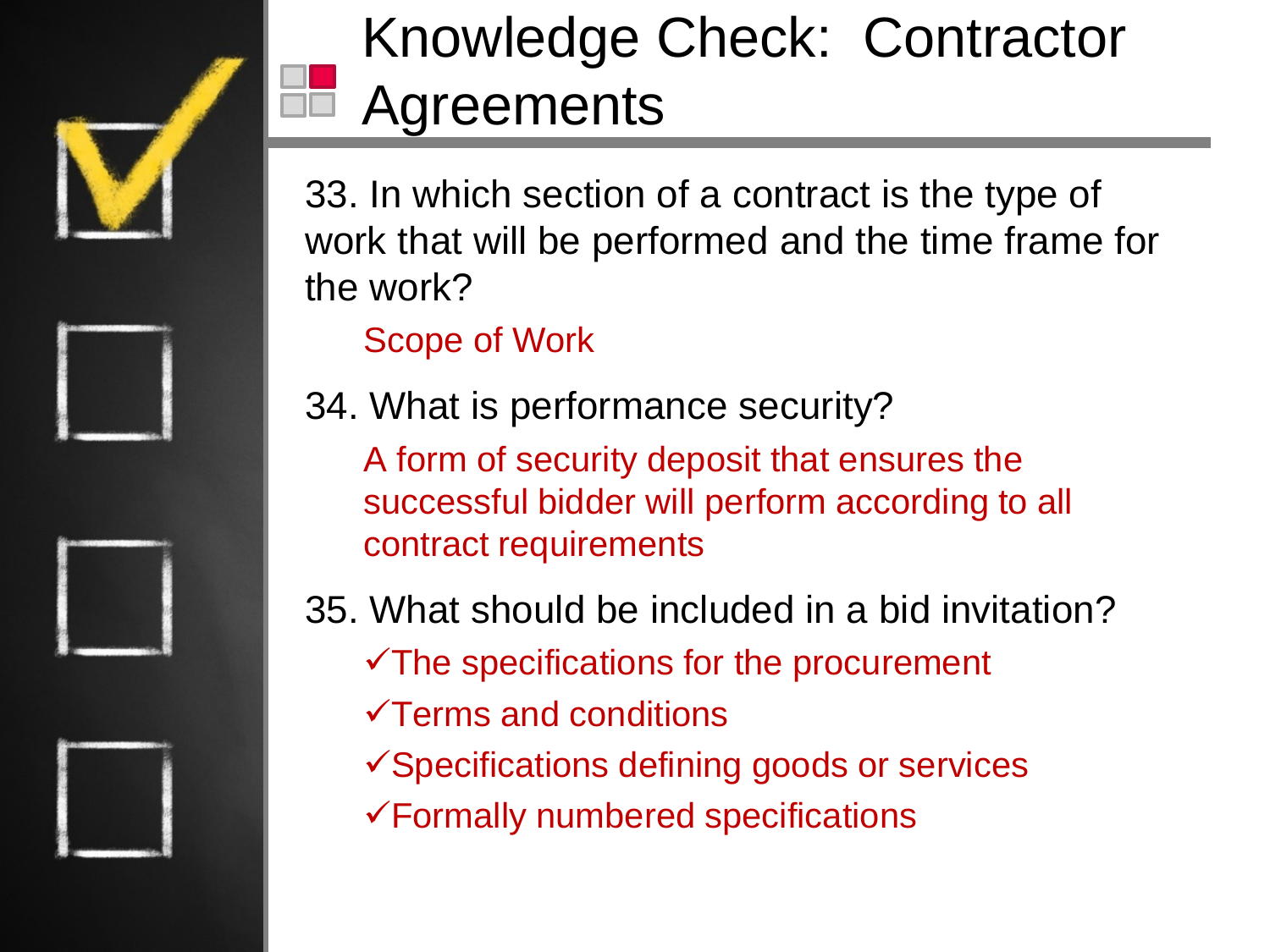# Knowledge Check: Contractor Agreements

33. In which section of a contract is the type of work that will be performed and the time frame for the work?

    Scope of Work

34. What is performance security?

    A form of security deposit that ensures the successful bidder will perform according to all contract requirements

35. What should be included in a bid invitation?

    ✓The specifications for the procurement

    ✓Terms and conditions

    ✓Specifications defining goods or services

    ✓Formally numbered specifications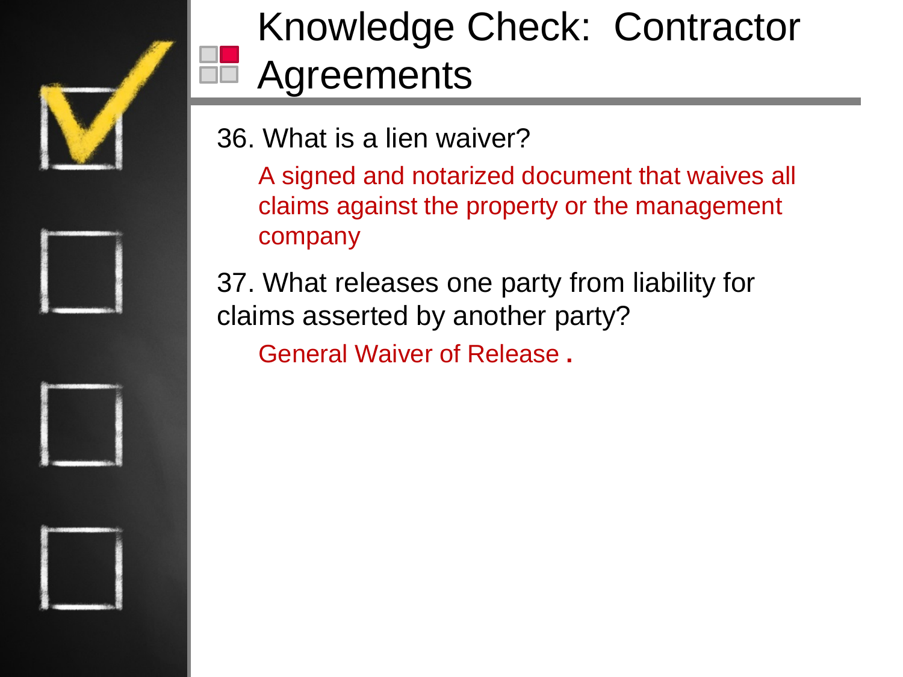# Knowledge Check: Contractor Agreements

36. What is a lien waiver?

    A signed and notarized document that waives all claims against the property or the management company

37. What releases one party from liability for claims asserted by another party?

    General Waiver of Release .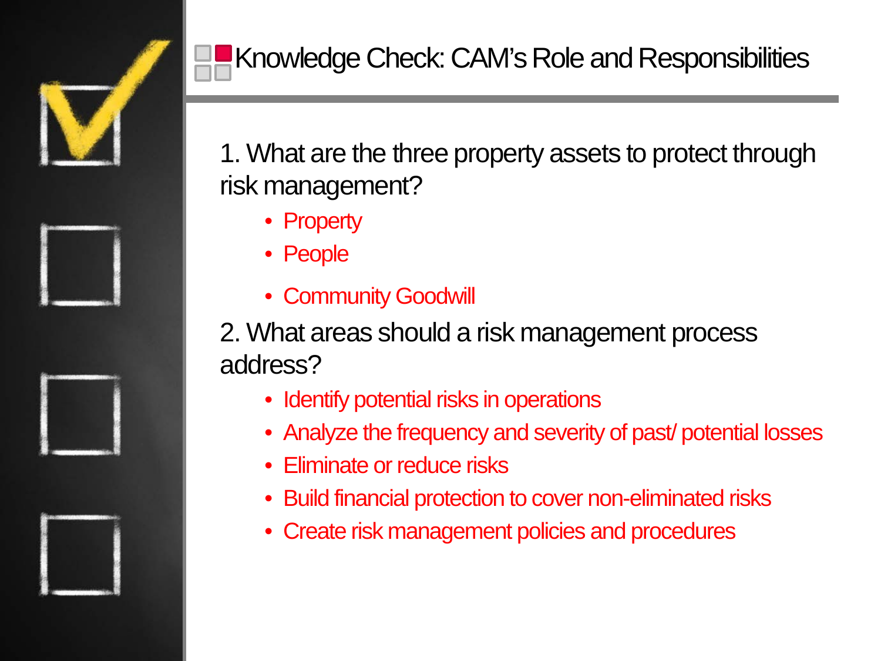# Knowledge Check: CAM's Role and Responsibilities

1. What are the three property assets to protect through risk management?
    - Property
    - People
    - Community Goodwill

2. What areas should a risk management process address?
    - Identify potential risks in operations
    - Analyze the frequency and severity of past/ potential losses
    - Eliminate or reduce risks
    - Build financial protection to cover non-eliminated risks
    - Create risk management policies and procedures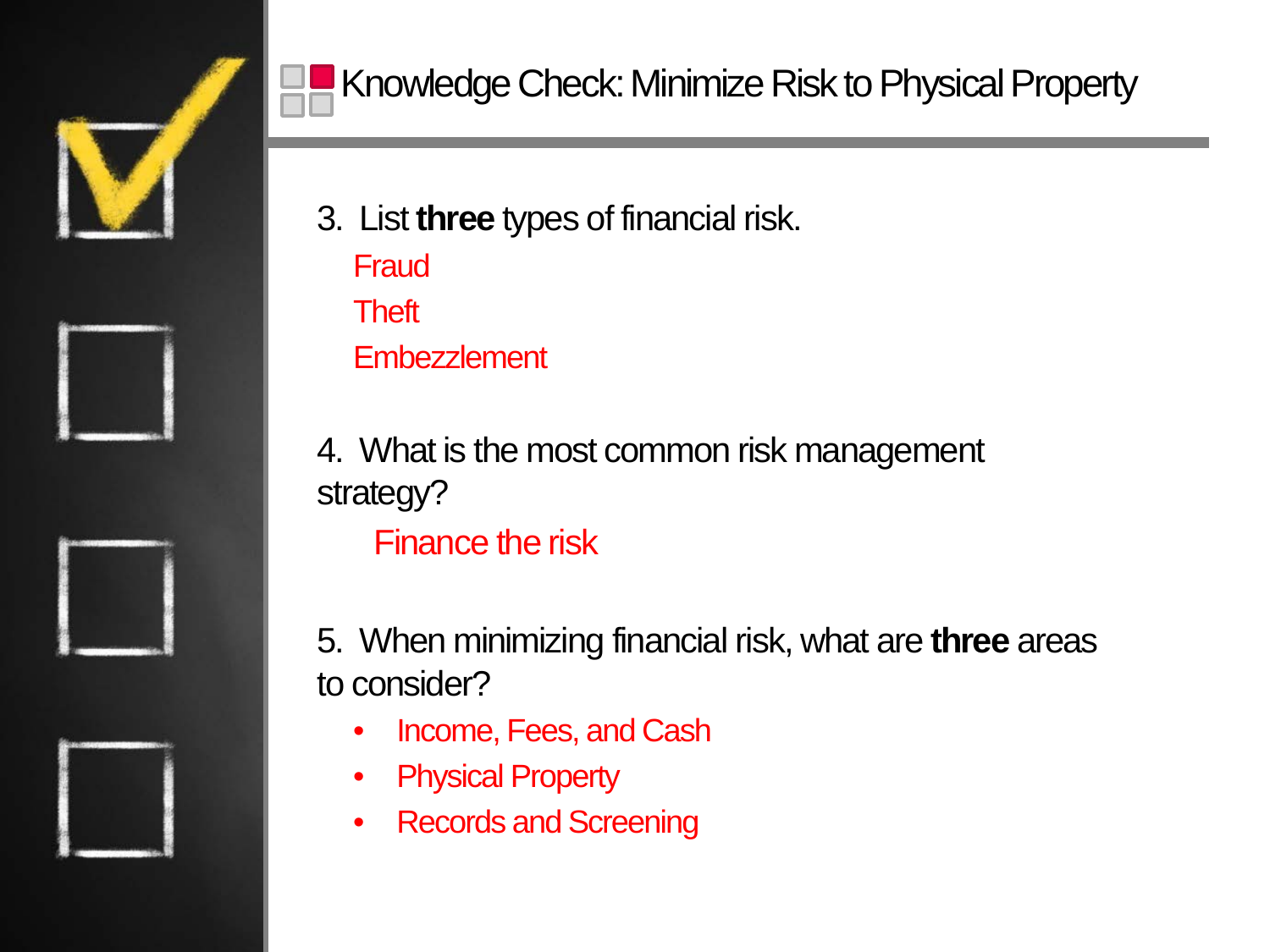# Knowledge Check: Minimize Risk to Physical Property

3. List **three** types of financial risk.

   Fraud

   Theft

   Embezzlement

4. What is the most common risk management strategy?

   Finance the risk

5. When minimizing financial risk, what are **three** areas to consider?

   - Income, Fees, and Cash
   - Physical Property
   - Records and Screening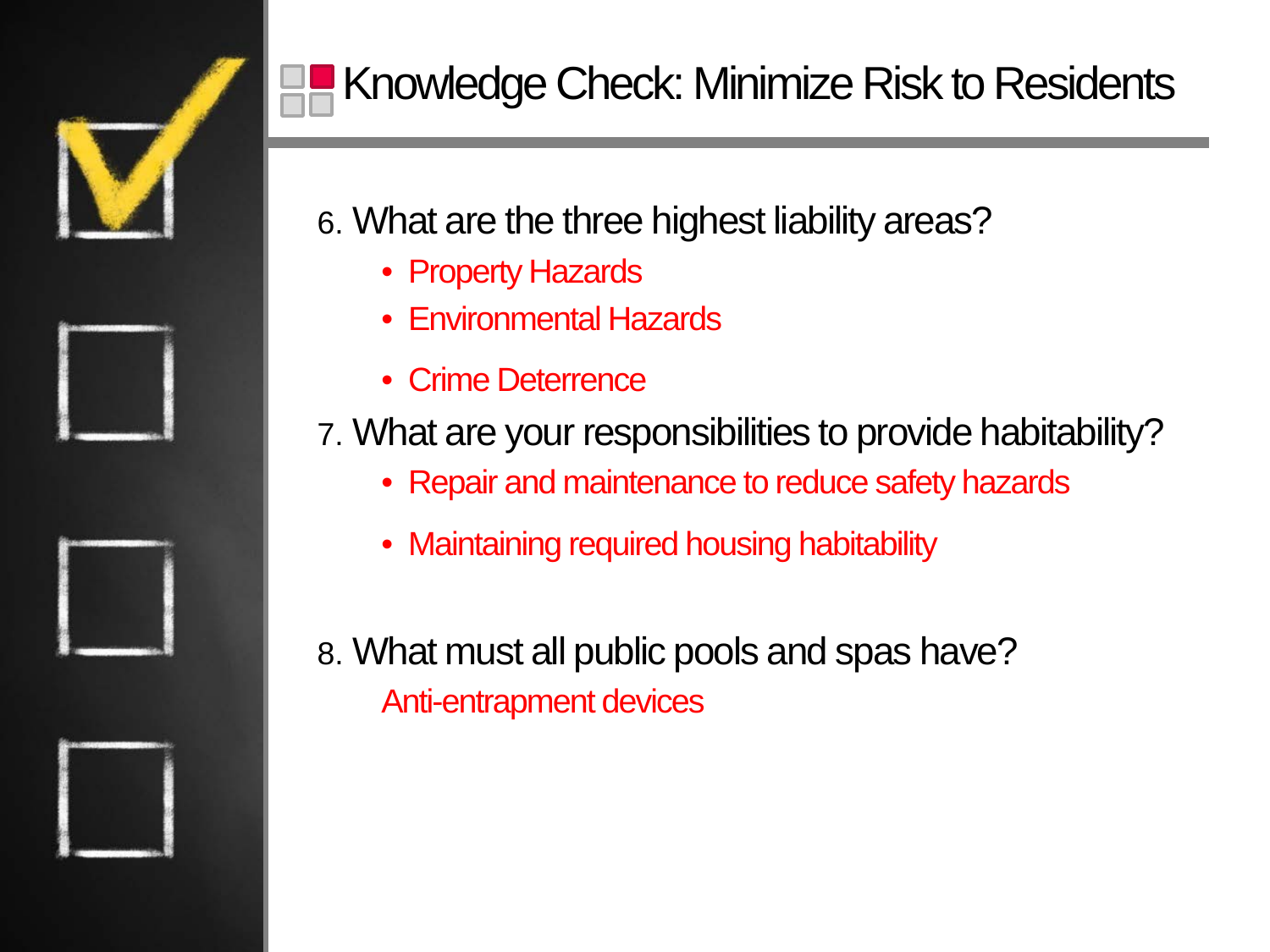# Knowledge Check: Minimize Risk to Residents

6. What are the three highest liability areas?
   - Property Hazards
   - Environmental Hazards
   - Crime Deterrence
7. What are your responsibilities to provide habitability?
   - Repair and maintenance to reduce safety hazards
   - Maintaining required housing habitability
8. What must all public pools and spas have?

   Anti-entrapment devices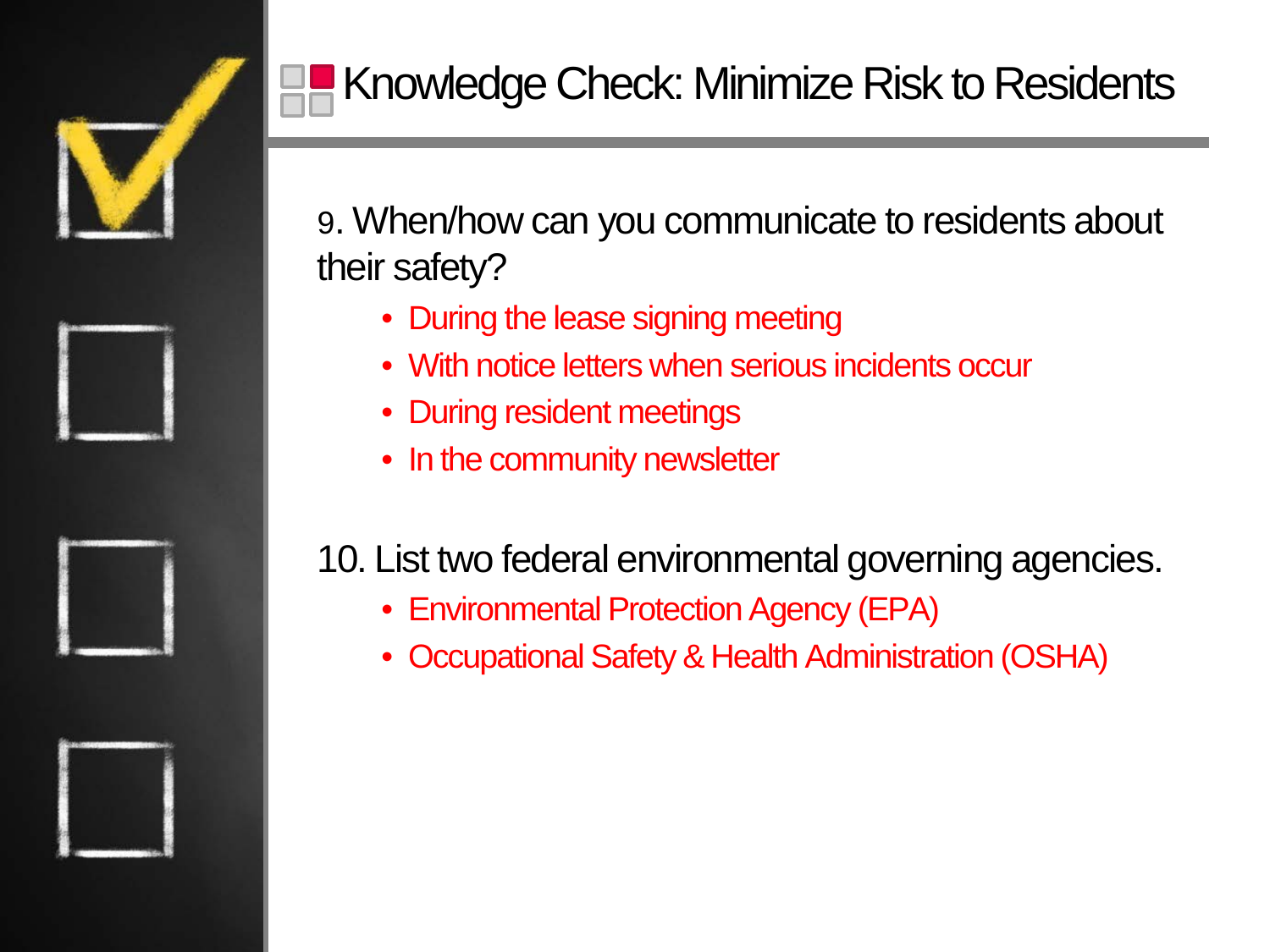# Knowledge Check: Minimize Risk to Residents

9. When/how can you communicate to residents about their safety?
   - During the lease signing meeting
   - With notice letters when serious incidents occur
   - During resident meetings
   - In the community newsletter

10. List two federal environmental governing agencies.
    - Environmental Protection Agency (EPA)
    - Occupational Safety & Health Administration (OSHA)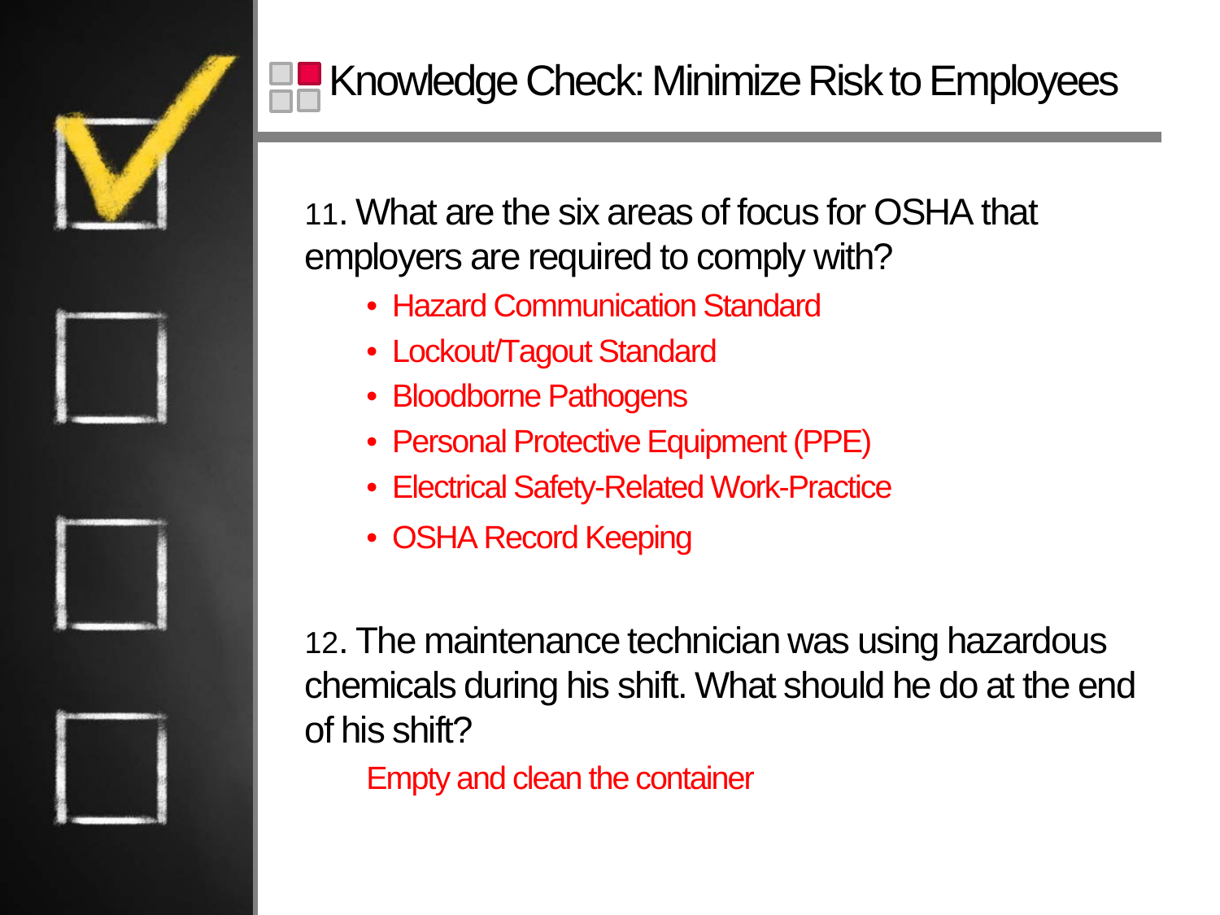# Knowledge Check: Minimize Risk to Employees

11. What are the six areas of focus for OSHA that employers are required to comply with?

- Hazard Communication Standard
- Lockout/Tagout Standard
- Bloodborne Pathogens
- Personal Protective Equipment (PPE)
- Electrical Safety-Related Work-Practice
- OSHA Record Keeping

12. The maintenance technician was using hazardous chemicals during his shift. What should he do at the end of his shift?

Empty and clean the container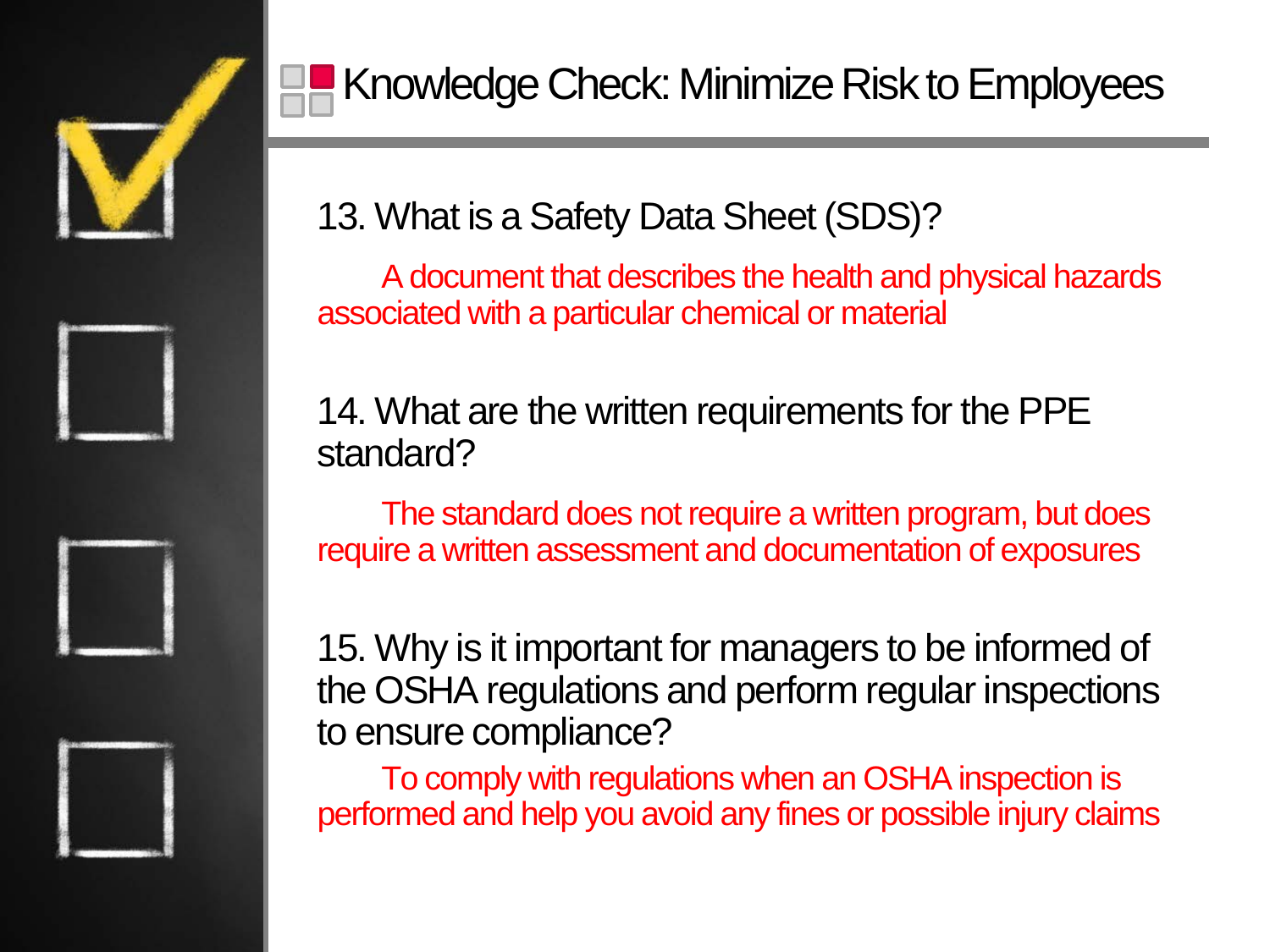# Knowledge Check: Minimize Risk to Employees

13. What is a Safety Data Sheet (SDS)?

A document that describes the health and physical hazards associated with a particular chemical or material

14. What are the written requirements for the PPE standard?

The standard does not require a written program, but does require a written assessment and documentation of exposures

15. Why is it important for managers to be informed of the OSHA regulations and perform regular inspections to ensure compliance?

To comply with regulations when an OSHA inspection is performed and help you avoid any fines or possible injury claims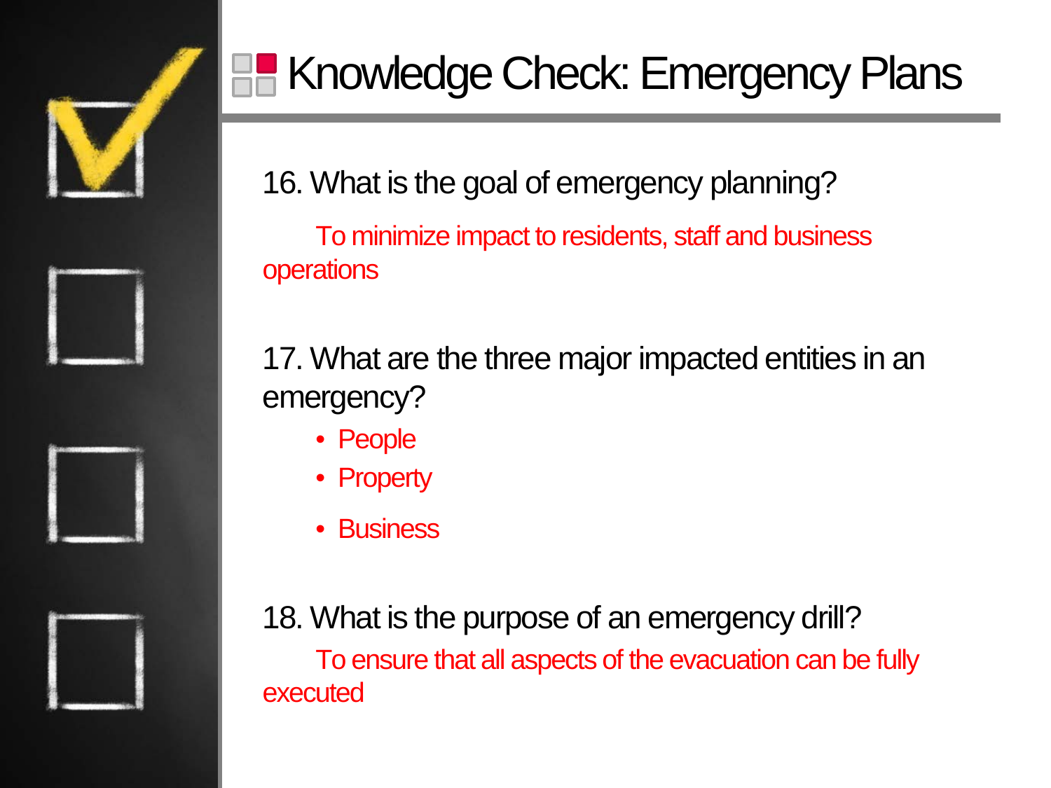# Knowledge Check: Emergency Plans

16. What is the goal of emergency planning?

To minimize impact to residents, staff and business operations

17. What are the three major impacted entities in an emergency?

- People
- Property
- Business

18. What is the purpose of an emergency drill?

To ensure that all aspects of the evacuation can be fully executed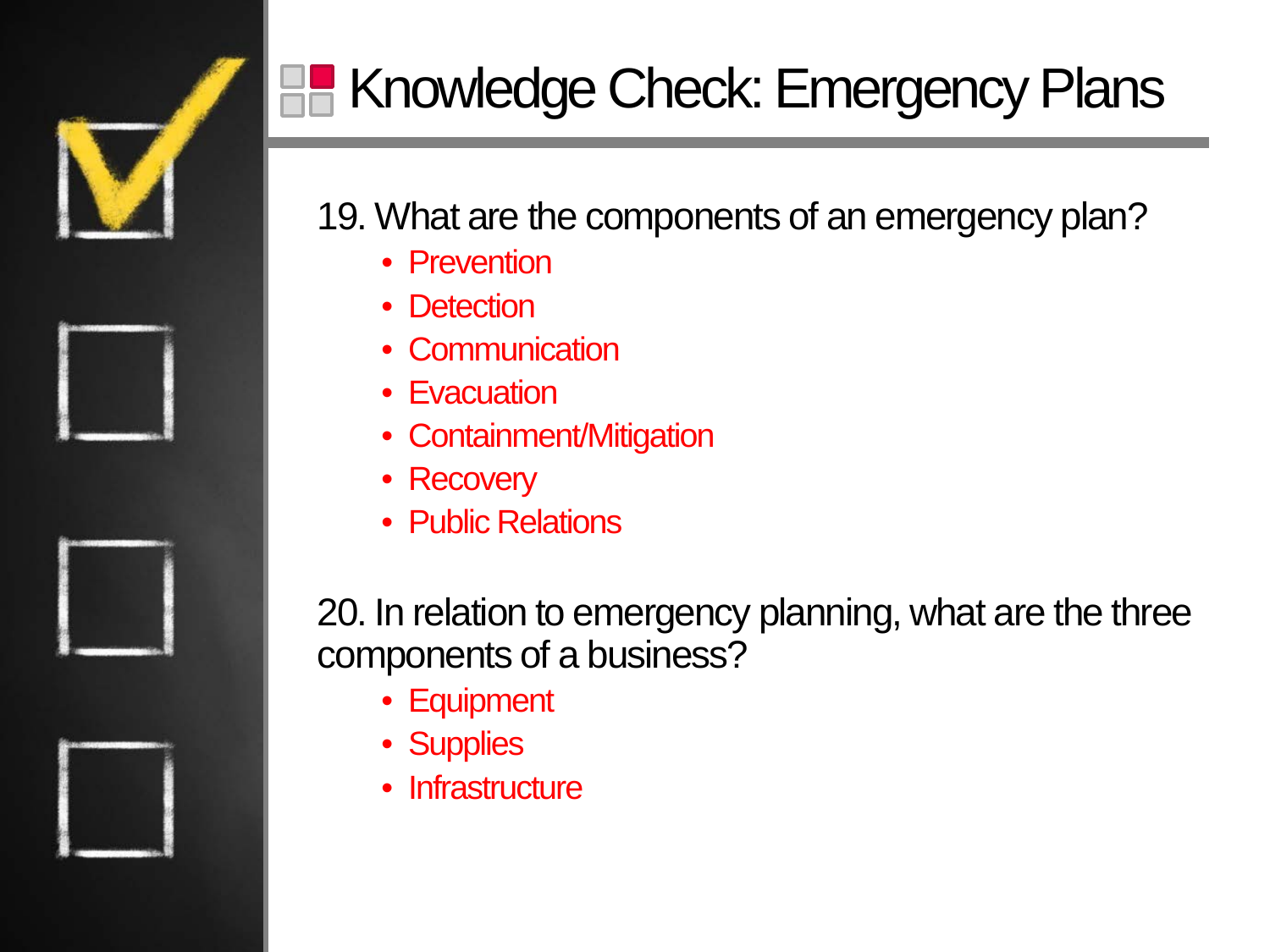# Knowledge Check: Emergency Plans

19. What are the components of an emergency plan?

- Prevention
- Detection
- Communication
- Evacuation
- Containment/Mitigation
- Recovery
- Public Relations

20. In relation to emergency planning, what are the three components of a business?

- Equipment
- Supplies
- Infrastructure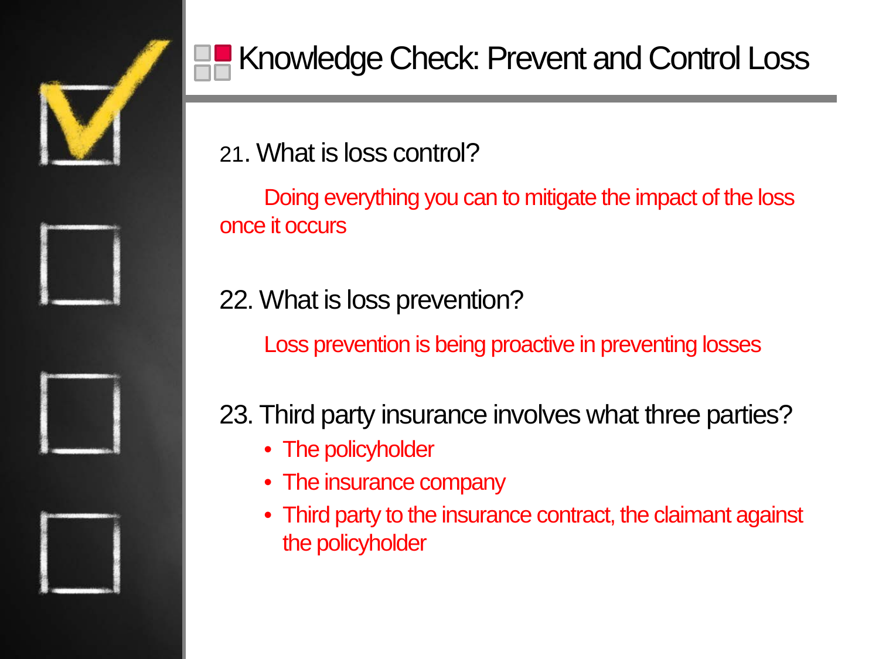# Knowledge Check: Prevent and Control Loss

21. What is loss control?

Doing everything you can to mitigate the impact of the loss once it occurs

22. What is loss prevention?

Loss prevention is being proactive in preventing losses

23. Third party insurance involves what three parties?

- The policyholder
- The insurance company
- Third party to the insurance contract, the claimant against the policyholder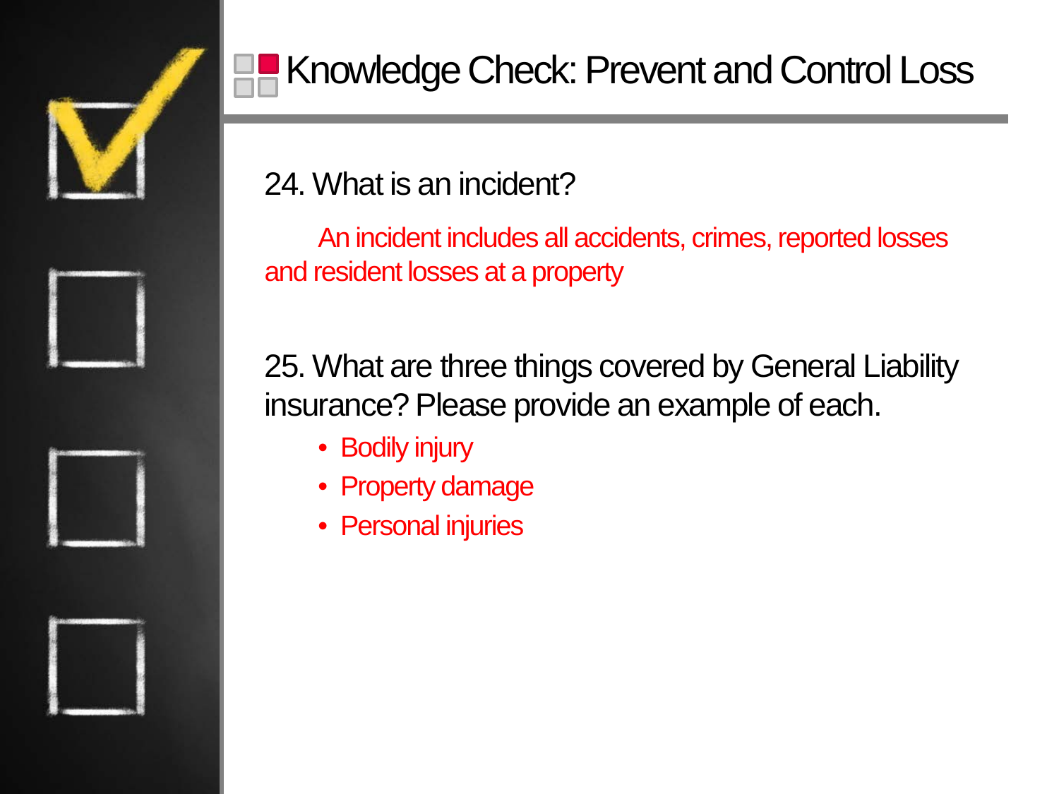# Knowledge Check: Prevent and Control Loss

24. What is an incident?

An incident includes all accidents, crimes, reported losses and resident losses at a property

25. What are three things covered by General Liability insurance? Please provide an example of each.

- Bodily injury
- Property damage
- Personal injuries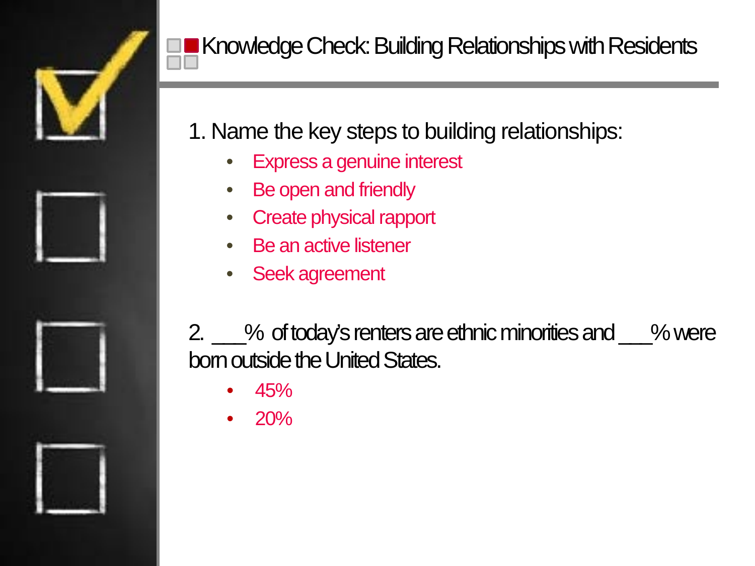# Knowledge Check: Building Relationships with Residents

1. Name the key steps to building relationships:
   - Express a genuine interest
   - Be open and friendly
   - Create physical rapport
   - Be an active listener
   - Seek agreement

2. ___% of today's renters are ethnic minorities and ___% were born outside the United States.
   - 45%
   - 20%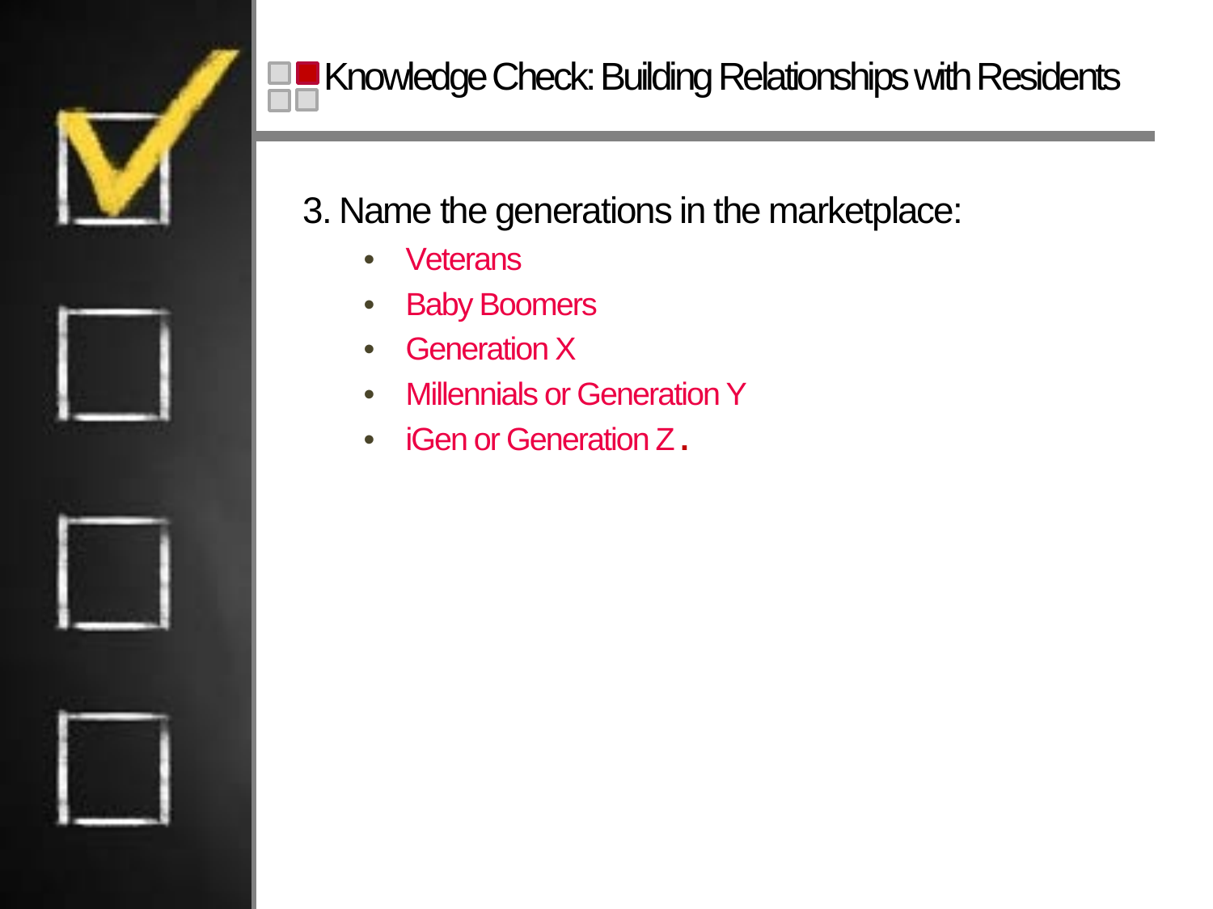# Knowledge Check: Building Relationships with Residents

3. Name the generations in the marketplace:

- Veterans
- Baby Boomers
- Generation X
- Millennials or Generation Y
- iGen or Generation Z.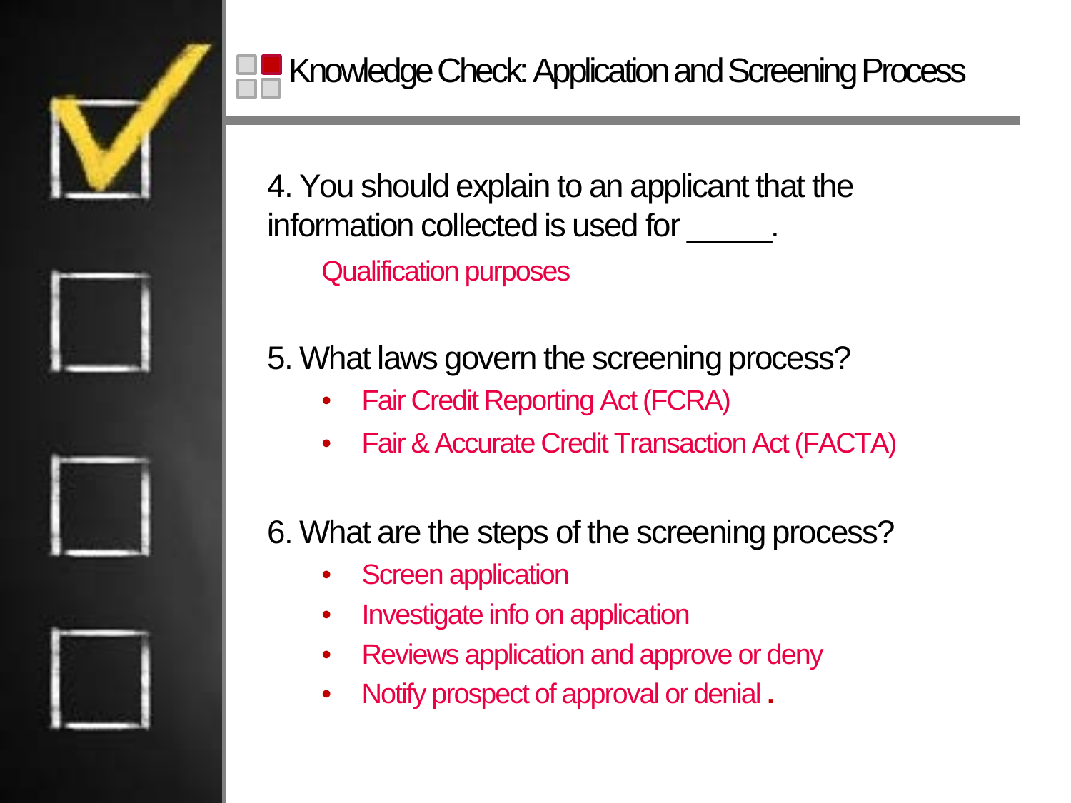# Knowledge Check: Application and Screening Process

4. You should explain to an applicant that the information collected is used for _____.

   Qualification purposes

5. What laws govern the screening process?

   - Fair Credit Reporting Act (FCRA)
   - Fair & Accurate Credit Transaction Act (FACTA)

6. What are the steps of the screening process?

   - Screen application
   - Investigate info on application
   - Reviews application and approve or deny
   - Notify prospect of approval or denial .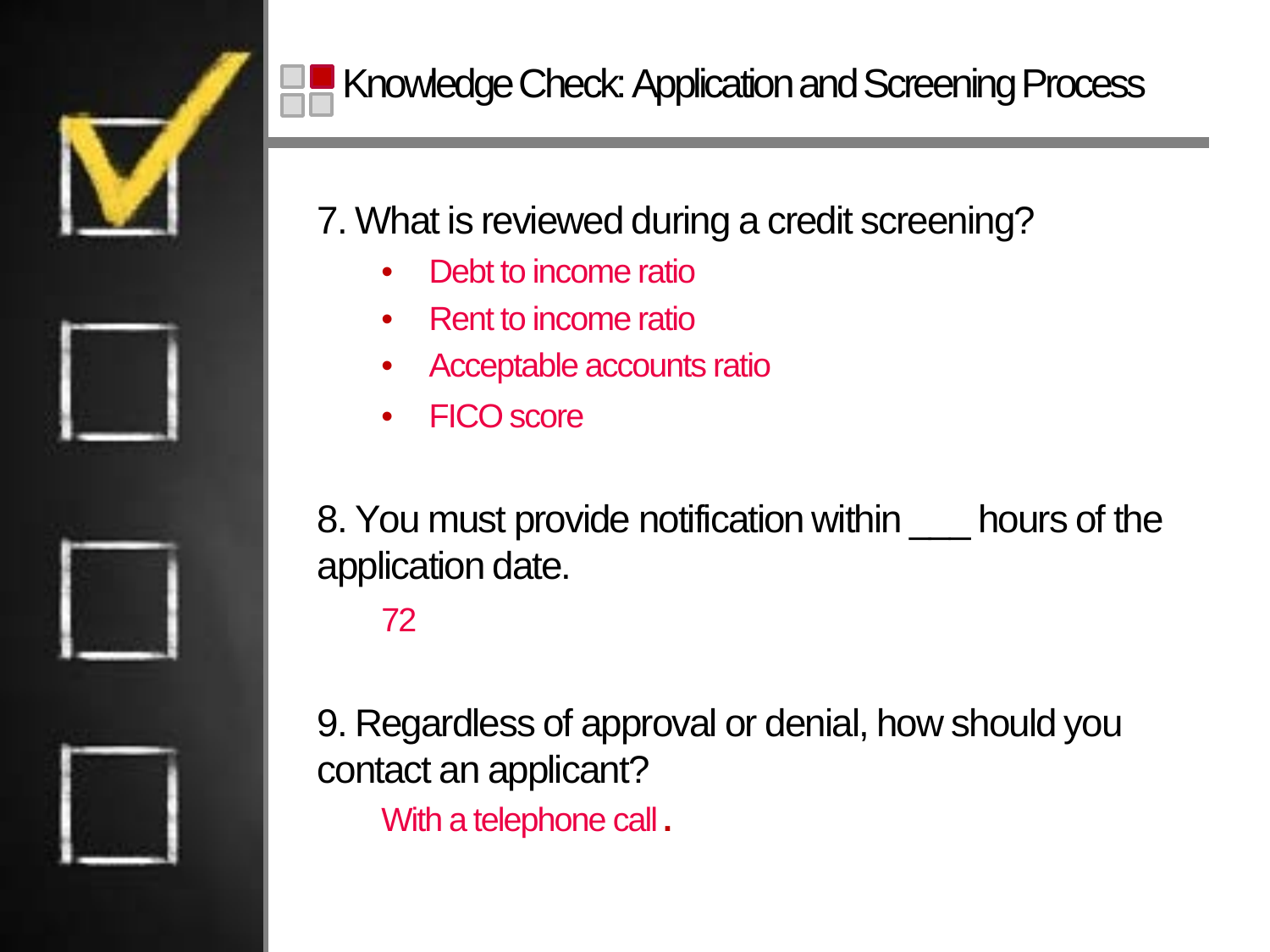# Knowledge Check: Application and Screening Process

7. What is reviewed during a credit screening?
   - Debt to income ratio
   - Rent to income ratio
   - Acceptable accounts ratio
   - FICO score

8. You must provide notification within ___ hours of the application date.

   72

9. Regardless of approval or denial, how should you contact an applicant?

   With a telephone call.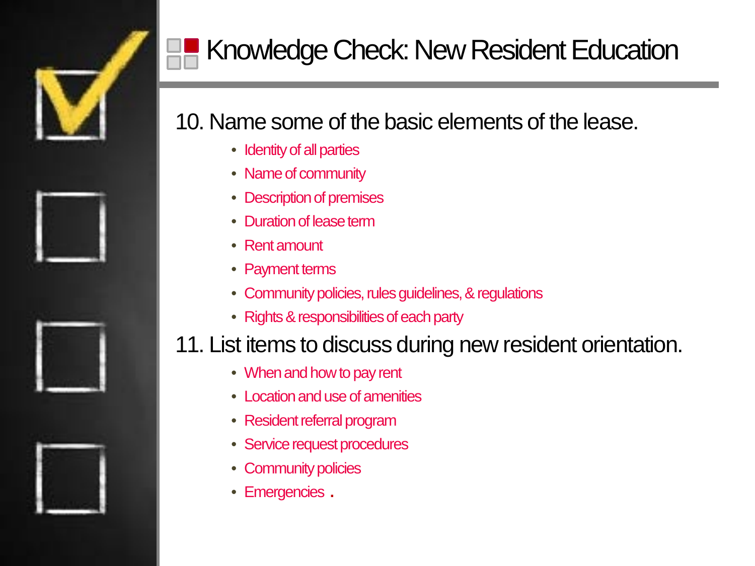# Knowledge Check: New Resident Education

10. Name some of the basic elements of the lease.

- Identity of all parties
- Name of community
- Description of premises
- Duration of lease term
- Rent amount
- Payment terms
- Community policies, rules guidelines, & regulations
- Rights & responsibilities of each party

11. List items to discuss during new resident orientation.

- When and how to pay rent
- Location and use of amenities
- Resident referral program
- Service request procedures
- Community policies
- Emergencies .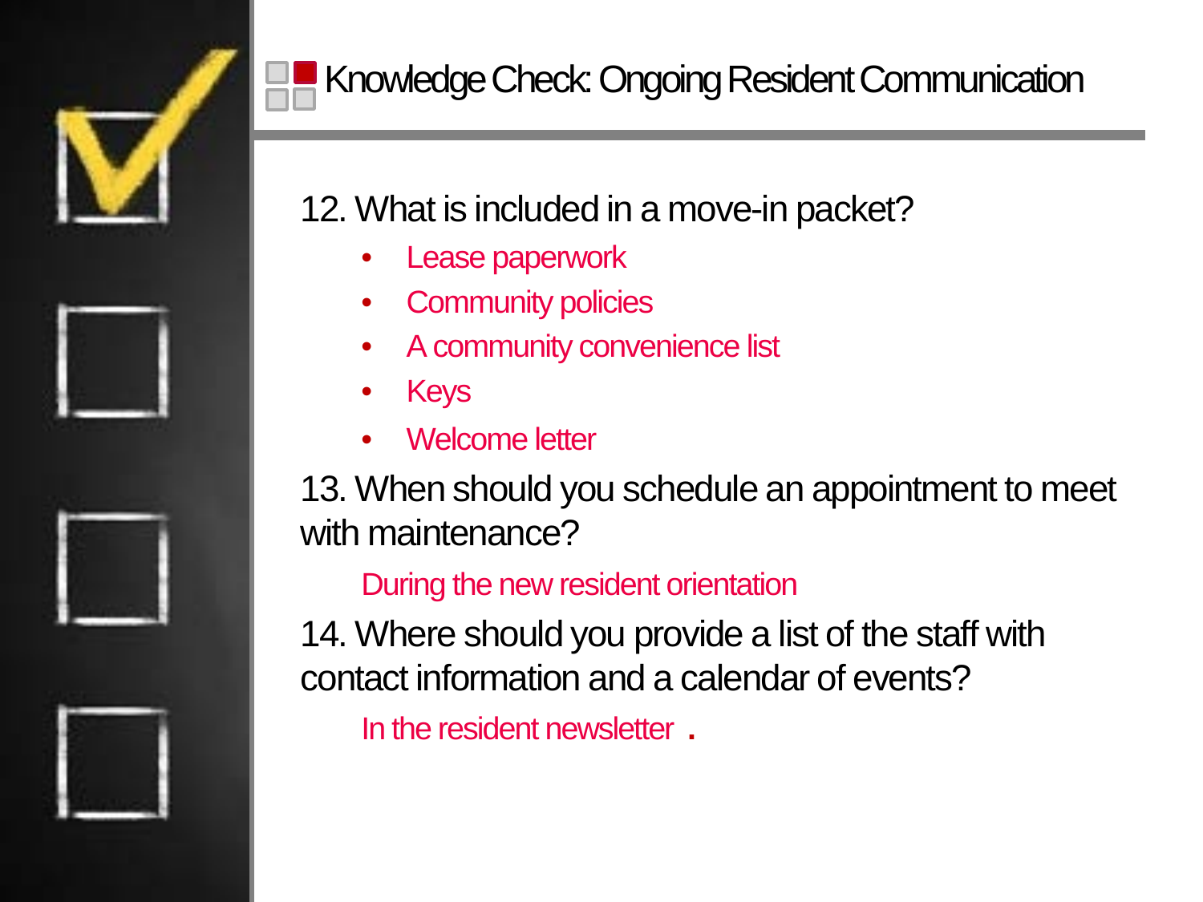# Knowledge Check: Ongoing Resident Communication

12. What is included in a move-in packet?

- Lease paperwork
- Community policies
- A community convenience list
- Keys
- Welcome letter

13. When should you schedule an appointment to meet with maintenance?

During the new resident orientation

14. Where should you provide a list of the staff with contact information and a calendar of events?

In the resident newsletter .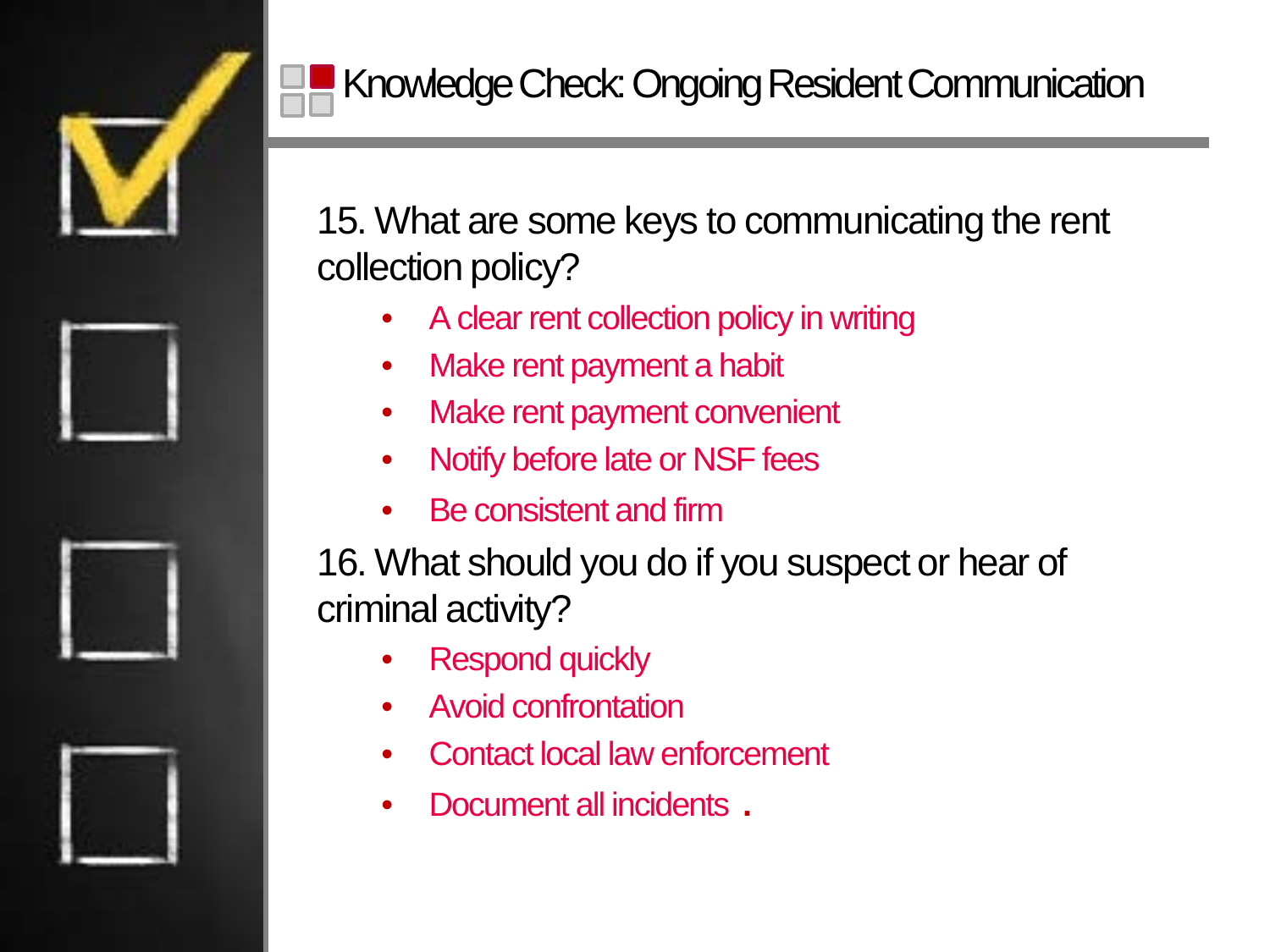# Knowledge Check: Ongoing Resident Communication

15. What are some keys to communicating the rent collection policy?

- A clear rent collection policy in writing
- Make rent payment a habit
- Make rent payment convenient
- Notify before late or NSF fees
- Be consistent and firm

16. What should you do if you suspect or hear of criminal activity?

- Respond quickly
- Avoid confrontation
- Contact local law enforcement
- Document all incidents .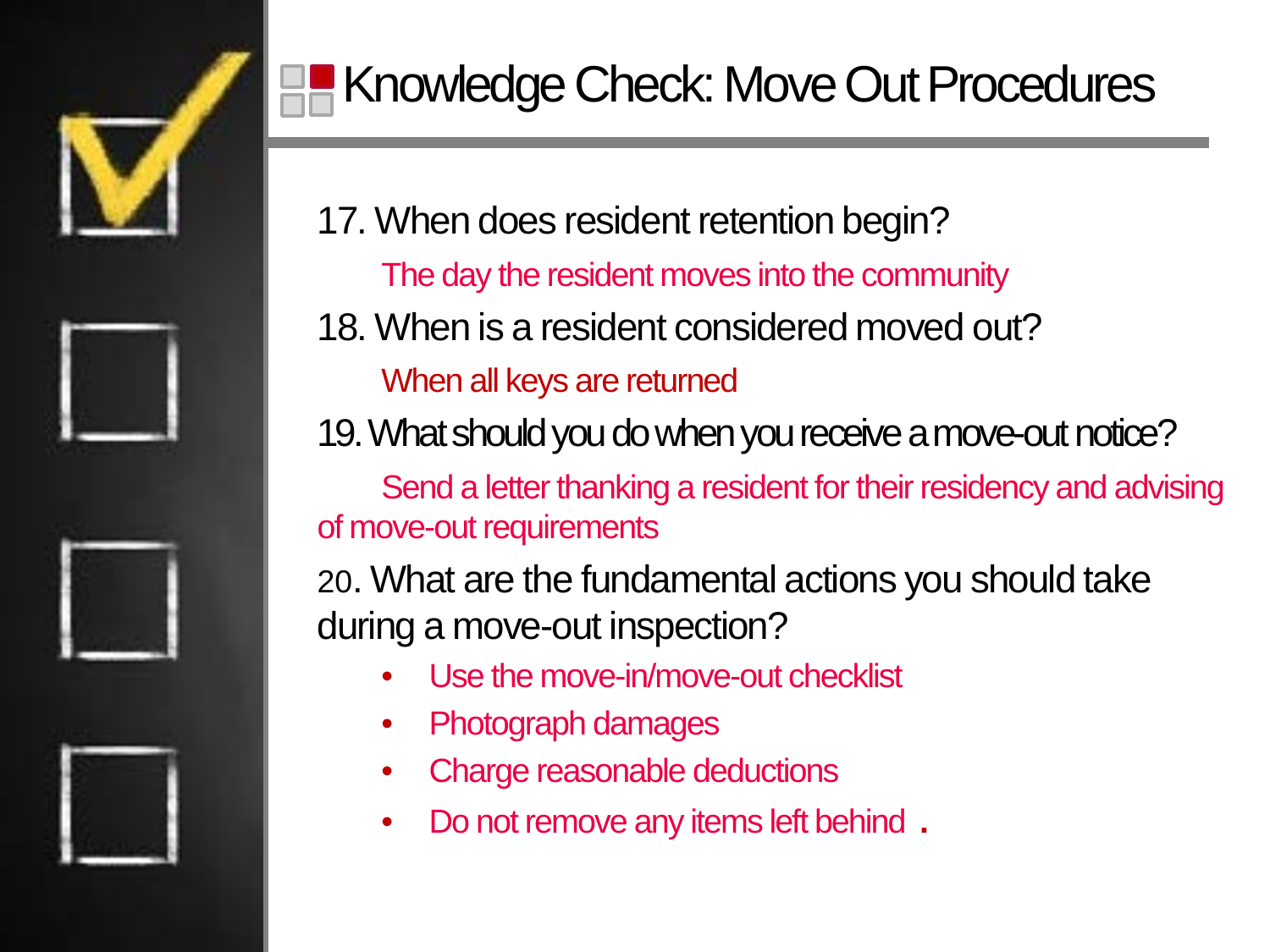# Knowledge Check: Move Out Procedures

17. When does resident retention begin?

    The day the resident moves into the community

18. When is a resident considered moved out?

    When all keys are returned

19. What should you do when you receive a move-out notice?

    Send a letter thanking a resident for their residency and advising of move-out requirements

20. What are the fundamental actions you should take during a move-out inspection?

    - Use the move-in/move-out checklist
    - Photograph damages
    - Charge reasonable deductions
    - Do not remove any items left behind .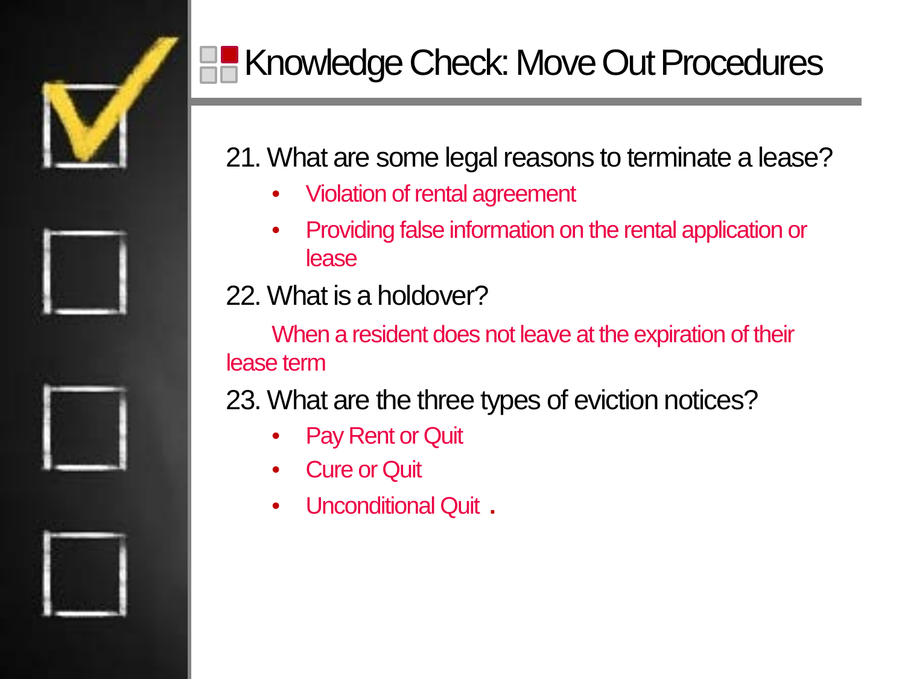# Knowledge Check: Move Out Procedures

21. What are some legal reasons to terminate a lease?
    - Violation of rental agreement
    - Providing false information on the rental application or lease

22. What is a holdover?

    When a resident does not leave at the expiration of their lease term

23. What are the three types of eviction notices?
    - Pay Rent or Quit
    - Cure or Quit
    - Unconditional Quit .